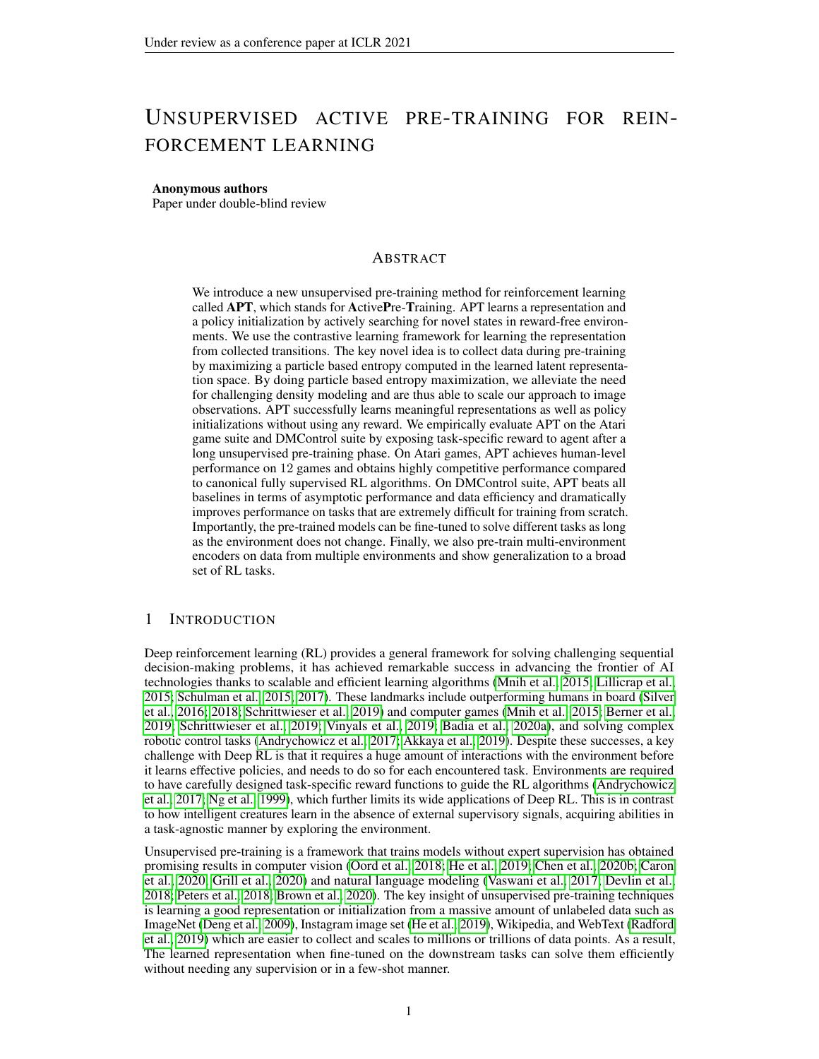# UNSUPERVISED ACTIVE PRE-TRAINING FOR REINFORCEMENT LEARNING

**Anonymous authors**
Paper under double-blind review

## ABSTRACT

We introduce a new unsupervised pre-training method for reinforcement learning called **APT**, which stands for **A**ctive**P**re-**T**raining. APT learns a representation and a policy initialization by actively searching for novel states in reward-free environments. We use the contrastive learning framework for learning the representation from collected transitions. The key novel idea is to collect data during pre-training by maximizing a particle based entropy computed in the learned latent representation space. By doing particle based entropy maximization, we alleviate the need for challenging density modeling and are thus able to scale our approach to image observations. APT successfully learns meaningful representations as well as policy initializations without using any reward. We empirically evaluate APT on the Atari game suite and DMControl suite by exposing task-specific reward to agent after a long unsupervised pre-training phase. On Atari games, APT achieves human-level performance on 12 games and obtains highly competitive performance compared to canonical fully supervised RL algorithms. On DMControl suite, APT beats all baselines in terms of asymptotic performance and data efficiency and dramatically improves performance on tasks that are extremely difficult for training from scratch. Importantly, the pre-trained models can be fine-tuned to solve different tasks as long as the environment does not change. Finally, we also pre-train multi-environment encoders on data from multiple environments and show generalization to a broad set of RL tasks.

## 1 INTRODUCTION

Deep reinforcement learning (RL) provides a general framework for solving challenging sequential decision-making problems, it has achieved remarkable success in advancing the frontier of AI technologies thanks to scalable and efficient learning algorithms (Mnih et al., 2015; Lillicrap et al., 2015; Schulman et al., 2015; 2017). These landmarks include outperforming humans in board (Silver et al., 2016; 2018; Schrittwieser et al., 2019) and computer games (Mnih et al., 2015; Berner et al., 2019; Schrittwieser et al., 2019; Vinyals et al., 2019; Badia et al., 2020a), and solving complex robotic control tasks (Andrychowicz et al., 2017; Akkaya et al., 2019). Despite these successes, a key challenge with Deep RL is that it requires a huge amount of interactions with the environment before it learns effective policies, and needs to do so for each encountered task. Environments are required to have carefully designed task-specific reward functions to guide the RL algorithms (Andrychowicz et al., 2017; Ng et al., 1999), which further limits its wide applications of Deep RL. This is in contrast to how intelligent creatures learn in the absence of external supervisory signals, acquiring abilities in a task-agnostic manner by exploring the environment.

Unsupervised pre-training is a framework that trains models without expert supervision has obtained promising results in computer vision (Oord et al., 2018; He et al., 2019; Chen et al., 2020b; Caron et al., 2020; Grill et al., 2020) and natural language modeling (Vaswani et al., 2017; Devlin et al., 2018; Peters et al., 2018; Brown et al., 2020). The key insight of unsupervised pre-training techniques is learning a good representation or initialization from a massive amount of unlabeled data such as ImageNet (Deng et al., 2009), Instagram image set (He et al., 2019), Wikipedia, and WebText (Radford et al., 2019) which are easier to collect and scales to millions or trillions of data points. As a result, The learned representation when fine-tuned on the downstream tasks can solve them efficiently without needing any supervision or in a few-shot manner.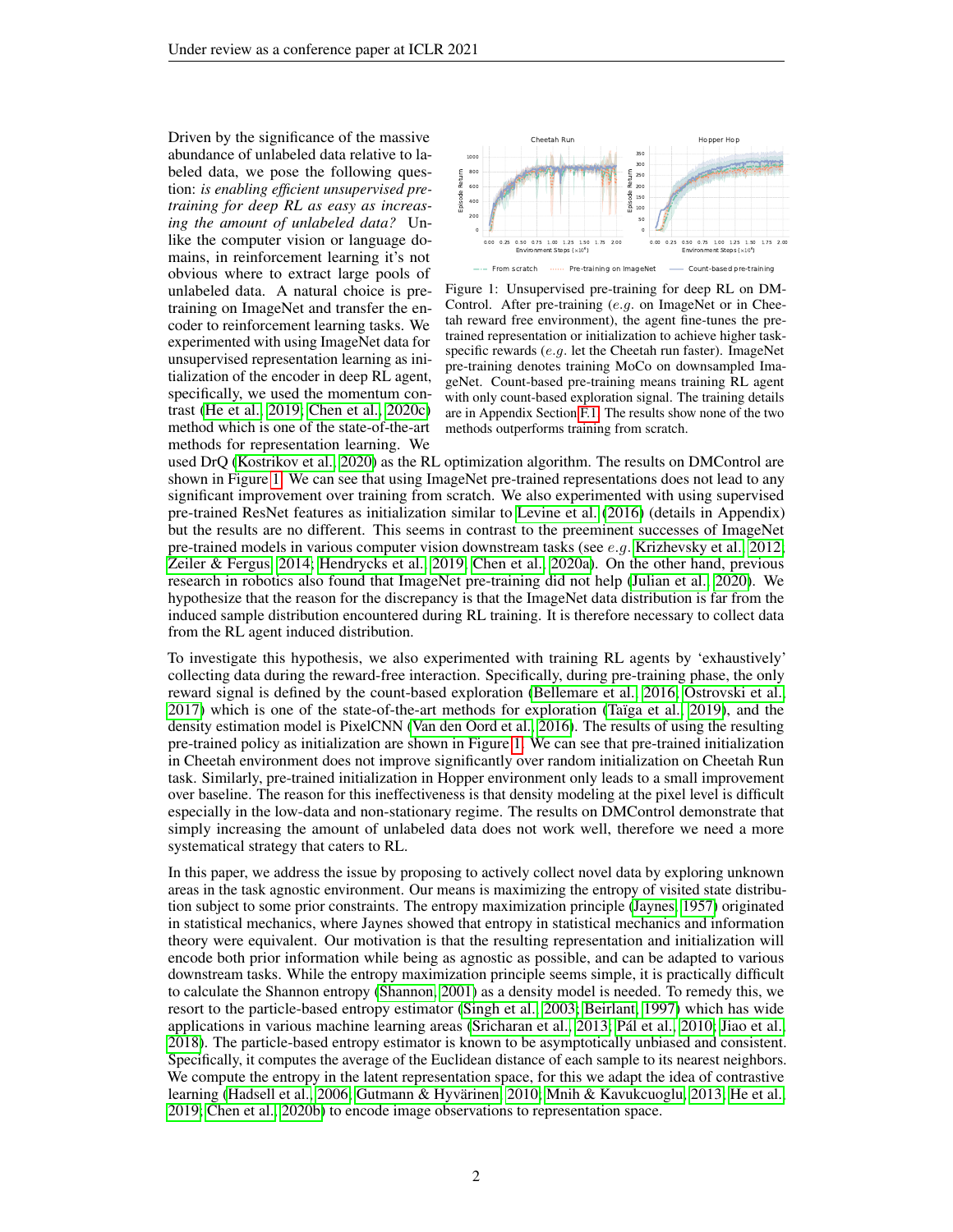Driven by the significance of the massive abundance of unlabeled data relative to labeled data, we pose the following question: *is enabling efficient unsupervised pre-training for deep RL as easy as increasing the amount of unlabeled data?* Unlike the computer vision or language domains, in reinforcement learning it's not obvious where to extract large pools of unlabeled data. A natural choice is pre-training on ImageNet and transfer the encoder to reinforcement learning tasks. We experimented with using ImageNet data for unsupervised representation learning as initialization of the encoder in deep RL agent, specifically, we used the momentum contrast (He et al., 2019; Chen et al., 2020c) method which is one of the state-of-the-art methods for representation learning. We used DrQ (Kostrikov et al., 2020) as the RL optimization algorithm. The results on DMControl are shown in Figure 1. We can see that using ImageNet pre-trained representations does not lead to any significant improvement over training from scratch. We also experimented with using supervised pre-trained ResNet features as initialization similar to Levine et al. (2016) (details in Appendix) but the results are no different. This seems in contrast to the preeminent successes of ImageNet pre-trained models in various computer vision downstream tasks (see *e.g.* Krizhevsky et al., 2012; Zeiler & Fergus, 2014; Hendrycks et al., 2019; Chen et al., 2020a). On the other hand, previous research in robotics also found that ImageNet pre-training did not help (Julian et al., 2020). We hypothesize that the reason for the discrepancy is that the ImageNet data distribution is far from the induced sample distribution encountered during RL training. It is therefore necessary to collect data from the RL agent induced distribution.

Figure 1: Unsupervised pre-training for deep RL on DMControl. After pre-training (*e.g.* on ImageNet or in Cheetah reward free environment), the agent fine-tunes the pre-trained representation or initialization to achieve higher task-specific rewards (*e.g.* let the Cheetah run faster). ImageNet pre-training denotes training MoCo on downsampled ImageNet. Count-based pre-training means training RL agent with only count-based exploration signal. The training details are in Appendix Section F.1. The results show none of the two methods outperforms training from scratch.

To investigate this hypothesis, we also experimented with training RL agents by 'exhaustively' collecting data during the reward-free interaction. Specifically, during pre-training phase, the only reward signal is defined by the count-based exploration (Bellemare et al., 2016; Ostrovski et al., 2017) which is one of the state-of-the-art methods for exploration (Taïga et al., 2019), and the density estimation model is PixelCNN (Van den Oord et al., 2016). The results of using the resulting pre-trained policy as initialization are shown in Figure 1. We can see that pre-trained initialization in Cheetah environment does not improve significantly over random initialization on Cheetah Run task. Similarly, pre-trained initialization in Hopper environment only leads to a small improvement over baseline. The reason for this ineffectiveness is that density modeling at the pixel level is difficult especially in the low-data and non-stationary regime. The results on DMControl demonstrate that simply increasing the amount of unlabeled data does not work well, therefore we need a more systematical strategy that caters to RL.

In this paper, we address the issue by proposing to actively collect novel data by exploring unknown areas in the task agnostic environment. Our means is maximizing the entropy of visited state distribution subject to some prior constraints. The entropy maximization principle (Jaynes, 1957) originated in statistical mechanics, where Jaynes showed that entropy in statistical mechanics and information theory were equivalent. Our motivation is that the resulting representation and initialization will encode both prior information while being as agnostic as possible, and can be adapted to various downstream tasks. While the entropy maximization principle seems simple, it is practically difficult to calculate the Shannon entropy (Shannon, 2001) as a density model is needed. To remedy this, we resort to the particle-based entropy estimator (Singh et al., 2003; Beirlant, 1997) which has wide applications in various machine learning areas (Sricharan et al., 2013; Pál et al., 2010; Jiao et al., 2018). The particle-based entropy estimator is known to be asymptotically unbiased and consistent. Specifically, it computes the average of the Euclidean distance of each sample to its nearest neighbors. We compute the entropy in the latent representation space, for this we adapt the idea of contrastive learning (Hadsell et al., 2006; Gutmann & Hyvärinen, 2010; Mnih & Kavukcuoglu, 2013; He et al., 2019; Chen et al., 2020b) to encode image observations to representation space.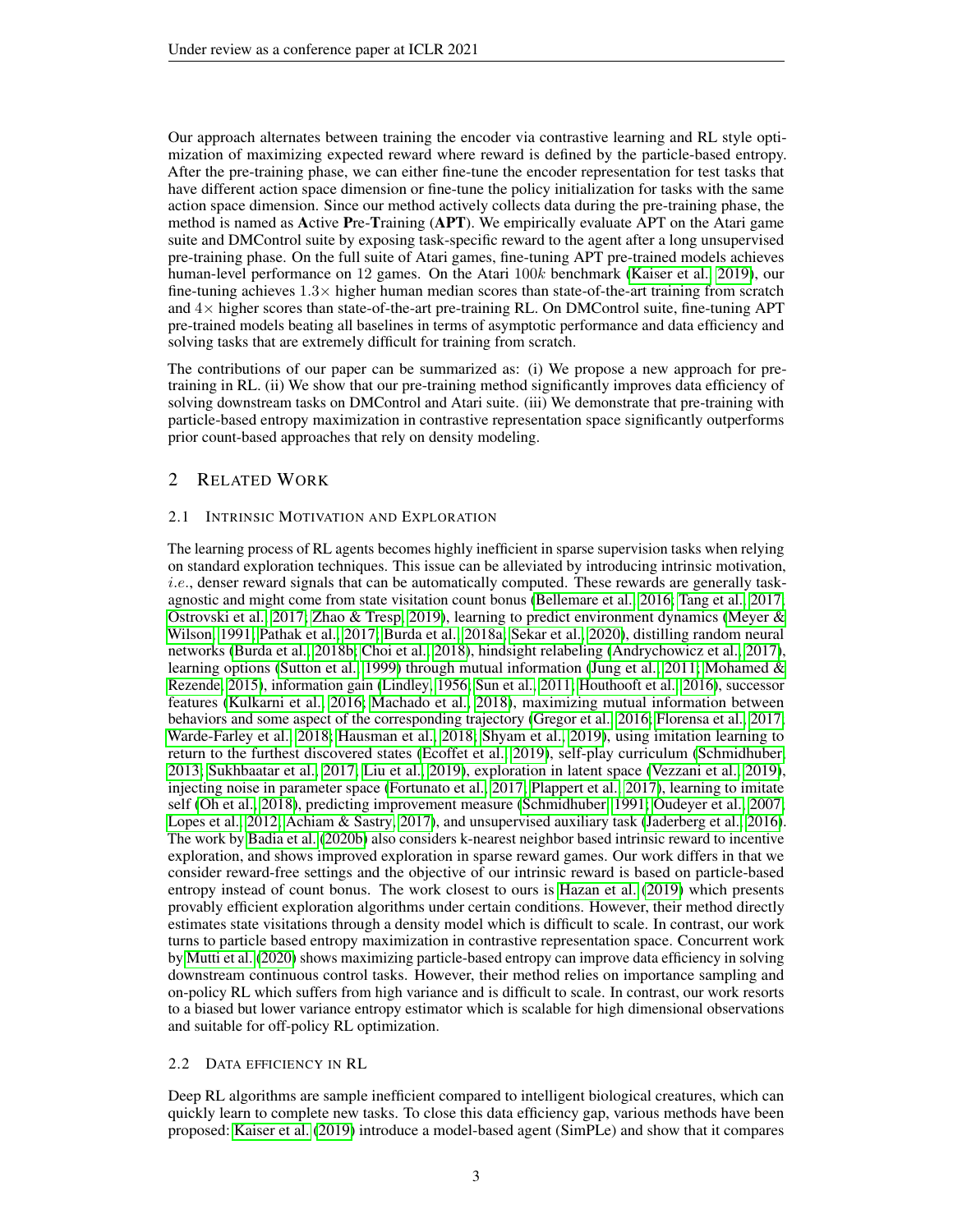Our approach alternates between training the encoder via contrastive learning and RL style optimization of maximizing expected reward where reward is defined by the particle-based entropy. After the pre-training phase, we can either fine-tune the encoder representation for test tasks that have different action space dimension or fine-tune the policy initialization for tasks with the same action space dimension. Since our method actively collects data during the pre-training phase, the method is named as **A**ctive **P**re-**T**raining (**APT**). We empirically evaluate APT on the Atari game suite and DMControl suite by exposing task-specific reward to the agent after a long unsupervised pre-training phase. On the full suite of Atari games, fine-tuning APT pre-trained models achieves human-level performance on 12 games. On the Atari $100k$ benchmark (Kaiser et al., 2019), our fine-tuning achieves $1.3\times$ higher human median scores than state-of-the-art training from scratch and $4\times$ higher scores than state-of-the-art pre-training RL. On DMControl suite, fine-tuning APT pre-trained models beating all baselines in terms of asymptotic performance and data efficiency and solving tasks that are extremely difficult for training from scratch.

The contributions of our paper can be summarized as: (i) We propose a new approach for pre-training in RL. (ii) We show that our pre-training method significantly improves data efficiency of solving downstream tasks on DMControl and Atari suite. (iii) We demonstrate that pre-training with particle-based entropy maximization in contrastive representation space significantly outperforms prior count-based approaches that rely on density modeling.

## 2 Related Work

### 2.1 Intrinsic Motivation and Exploration

The learning process of RL agents becomes highly inefficient in sparse supervision tasks when relying on standard exploration techniques. This issue can be alleviated by introducing intrinsic motivation, $i.e.$, denser reward signals that can be automatically computed. These rewards are generally task-agnostic and might come from state visitation count bonus (Bellemare et al., 2016; Tang et al., 2017; Ostrovski et al., 2017; Zhao & Tresp, 2019), learning to predict environment dynamics (Meyer & Wilson, 1991; Pathak et al., 2017; Burda et al., 2018a; Sekar et al., 2020), distilling random neural networks (Burda et al., 2018b; Choi et al., 2018), hindsight relabeling (Andrychowicz et al., 2017), learning options (Sutton et al., 1999) through mutual information (Jung et al., 2011; Mohamed & Rezende, 2015), information gain (Lindley, 1956; Sun et al., 2011; Houthooft et al., 2016), successor features (Kulkarni et al., 2016; Machado et al., 2018), maximizing mutual information between behaviors and some aspect of the corresponding trajectory (Gregor et al., 2016; Florensa et al., 2017; Warde-Farley et al., 2018; Hausman et al., 2018; Shyam et al., 2019), using imitation learning to return to the furthest discovered states (Ecoffet et al., 2019), self-play curriculum (Schmidhuber, 2013; Sukhbaatar et al., 2017; Liu et al., 2019), exploration in latent space (Vezzani et al., 2019), injecting noise in parameter space (Fortunato et al., 2017; Plappert et al., 2017), learning to imitate self (Oh et al., 2018), predicting improvement measure (Schmidhuber, 1991; Oudeyer et al., 2007; Lopes et al., 2012; Achiam & Sastry, 2017), and unsupervised auxiliary task (Jaderberg et al., 2016). The work by Badia et al. (2020b) also considers k-nearest neighbor based intrinsic reward to incentive exploration, and shows improved exploration in sparse reward games. Our work differs in that we consider reward-free settings and the objective of our intrinsic reward is based on particle-based entropy instead of count bonus. The work closest to ours is Hazan et al. (2019) which presents provably efficient exploration algorithms under certain conditions. However, their method directly estimates state visitations through a density model which is difficult to scale. In contrast, our work turns to particle based entropy maximization in contrastive representation space. Concurrent work by Mutti et al. (2020) shows maximizing particle-based entropy can improve data efficiency in solving downstream continuous control tasks. However, their method relies on importance sampling and on-policy RL which suffers from high variance and is difficult to scale. In contrast, our work resorts to a biased but lower variance entropy estimator which is scalable for high dimensional observations and suitable for off-policy RL optimization.

### 2.2 Data Efficiency in RL

Deep RL algorithms are sample inefficient compared to intelligent biological creatures, which can quickly learn to complete new tasks. To close this data efficiency gap, various methods have been proposed: Kaiser et al. (2019) introduce a model-based agent (SimPLe) and show that it compares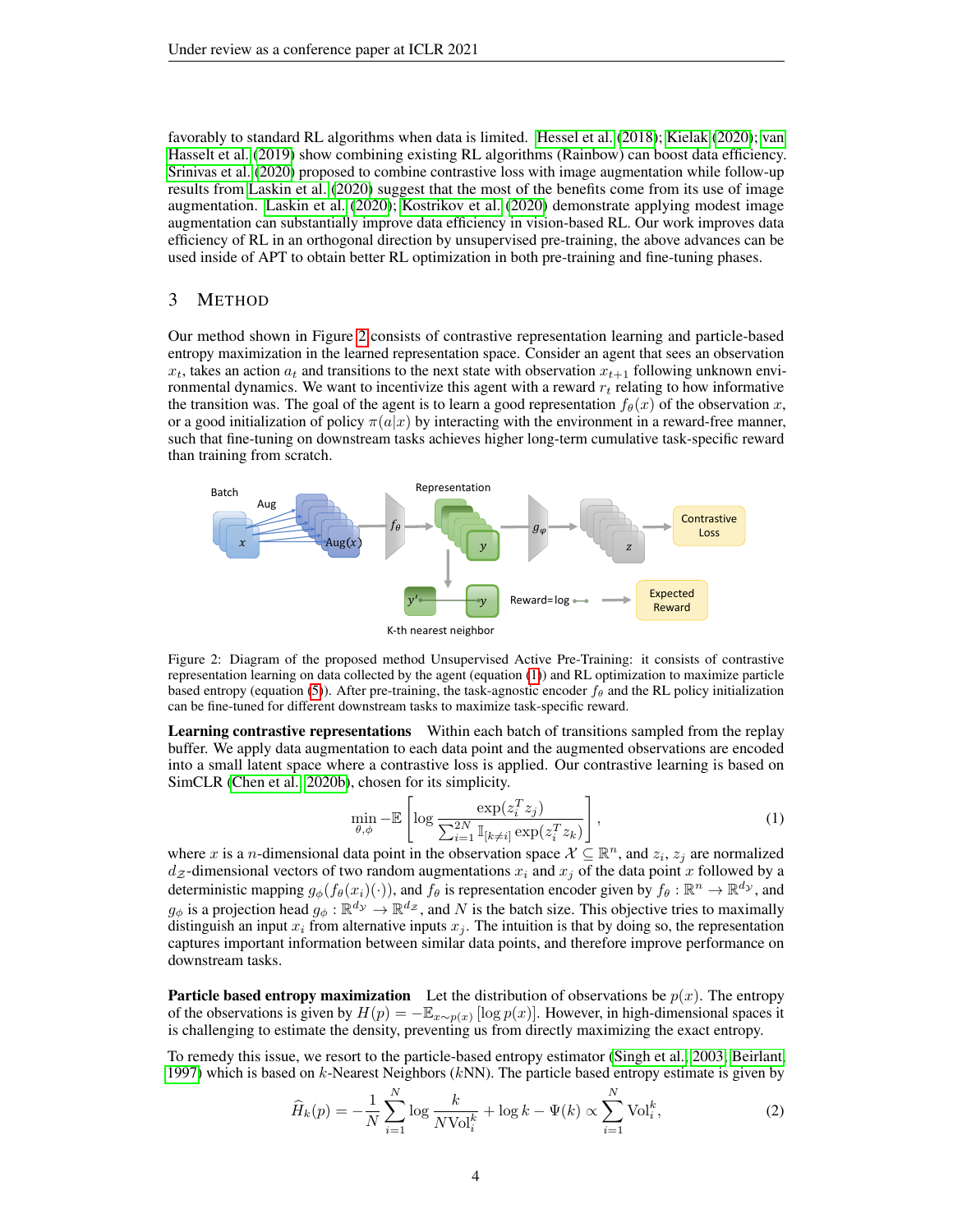favorably to standard RL algorithms when data is limited. Hessel et al. (2018); Kielak (2020); van Hasselt et al. (2019) show combining existing RL algorithms (Rainbow) can boost data efficiency. Srinivas et al. (2020) proposed to combine contrastive loss with image augmentation while follow-up results from Laskin et al. (2020) suggest that the most of the benefits come from its use of image augmentation. Laskin et al. (2020); Kostrikov et al. (2020) demonstrate applying modest image augmentation can substantially improve data efficiency in vision-based RL. Our work improves data efficiency of RL in an orthogonal direction by unsupervised pre-training, the above advances can be used inside of APT to obtain better RL optimization in both pre-training and fine-tuning phases.

# 3 Method

Our method shown in Figure 2 consists of contrastive representation learning and particle-based entropy maximization in the learned representation space. Consider an agent that sees an observation $x_t$, takes an action $a_t$ and transitions to the next state with observation $x_{t+1}$ following unknown environmental dynamics. We want to incentivize this agent with a reward $r_t$ relating to how informative the transition was. The goal of the agent is to learn a good representation $f_\theta(x)$ of the observation $x$, or a good initialization of policy $\pi(a|x)$ by interacting with the environment in a reward-free manner, such that fine-tuning on downstream tasks achieves higher long-term cumulative task-specific reward than training from scratch.

Figure 2: Diagram of the proposed method Unsupervised Active Pre-Training: it consists of contrastive representation learning on data collected by the agent (equation (1)) and RL optimization to maximize particle based entropy (equation (5)). After pre-training, the task-agnostic encoder $f_\theta$ and the RL policy initialization can be fine-tuned for different downstream tasks to maximize task-specific reward.

**Learning contrastive representations** Within each batch of transitions sampled from the replay buffer. We apply data augmentation to each data point and the augmented observations are encoded into a small latent space where a contrastive loss is applied. Our contrastive learning is based on SimCLR (Chen et al., 2020b), chosen for its simplicity.

$$\min_{\theta,\phi} -\mathbb{E}\left[\log \frac{\exp(z_i^T z_j)}{\sum_{i=1}^{2N} \mathbb{I}_{[k\neq i]} \exp(z_i^T z_k)}\right], \tag{1}$$

where $x$ is a $n$-dimensional data point in the observation space $\mathcal{X} \subseteq \mathbb{R}^n$, and $z_i$, $z_j$ are normalized $d_\mathcal{Z}$-dimensional vectors of two random augmentations $x_i$ and $x_j$ of the data point $x$ followed by a deterministic mapping $g_\phi(f_\theta(x_i)(\cdot))$, and $f_\theta$ is representation encoder given by $f_\theta : \mathbb{R}^n \to \mathbb{R}^{d_\mathcal{Y}}$, and $g_\phi$ is a projection head $g_\phi : \mathbb{R}^{d_\mathcal{Y}} \to \mathbb{R}^{d_\mathcal{Z}}$, and $N$ is the batch size. This objective tries to maximally distinguish an input $x_i$ from alternative inputs $x_j$. The intuition is that by doing so, the representation captures important information between similar data points, and therefore improve performance on downstream tasks.

**Particle based entropy maximization** Let the distribution of observations be $p(x)$. The entropy of the observations is given by $H(p) = -\mathbb{E}_{x\sim p(x)}[\log p(x)]$. However, in high-dimensional spaces it is challenging to estimate the density, preventing us from directly maximizing the exact entropy.

To remedy this issue, we resort to the particle-based entropy estimator (Singh et al., 2003; Beirlant, 1997) which is based on $k$-Nearest Neighbors ($k$NN). The particle based entropy estimate is given by

$$\widehat{H}_k(p) = -\frac{1}{N}\sum_{i=1}^{N} \log \frac{k}{N\text{Vol}_i^k} + \log k - \Psi(k) \propto \sum_{i=1}^{N} \text{Vol}_i^k, \tag{2}$$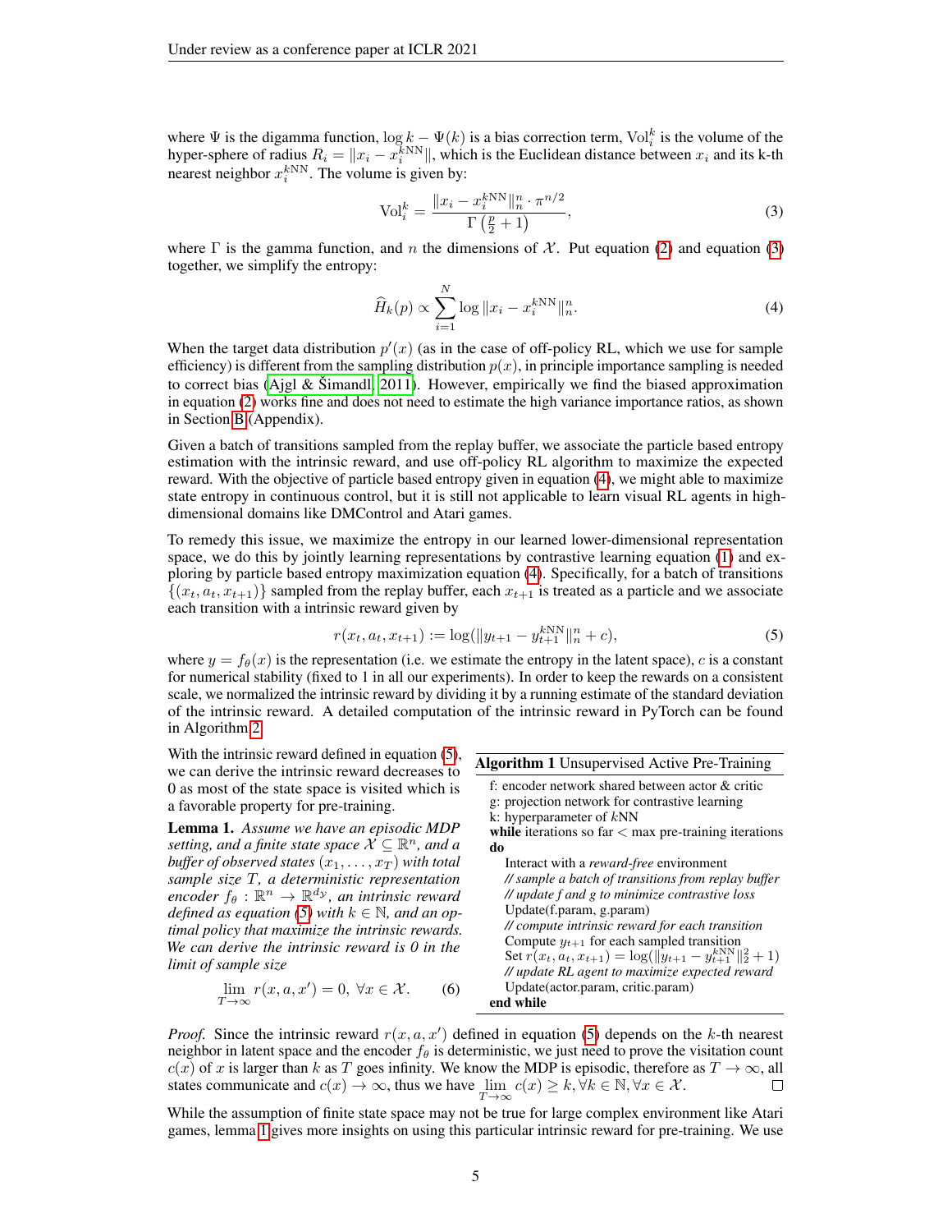where $\Psi$ is the digamma function, $\log k - \Psi(k)$ is a bias correction term, $\text{Vol}_i^k$ is the volume of the hyper-sphere of radius $R_i = \|x_i - x_i^{k\text{NN}}\|$, which is the Euclidean distance between $x_i$ and its k-th nearest neighbor $x_i^{k\text{NN}}$. The volume is given by:

$$\text{Vol}_i^k = \frac{\|x_i - x_i^{k\text{NN}}\|_n^n \cdot \pi^{n/2}}{\Gamma\left(\frac{p}{2}+1\right)}, \tag{3}$$

where $\Gamma$ is the gamma function, and $n$ the dimensions of $\mathcal{X}$. Put equation (2) and equation (3) together, we simplify the entropy:

$$\widehat{H}_k(p) \propto \sum_{i=1}^{N} \log \|x_i - x_i^{k\text{NN}}\|_n^n. \tag{4}$$

When the target data distribution $p'(x)$ (as in the case of off-policy RL, which we use for sample efficiency) is different from the sampling distribution $p(x)$, in principle importance sampling is needed to correct bias (Ajgl & Šimandl, 2011). However, empirically we find the biased approximation in equation (2) works fine and does not need to estimate the high variance importance ratios, as shown in Section B (Appendix).

Given a batch of transitions sampled from the replay buffer, we associate the particle based entropy estimation with the intrinsic reward, and use off-policy RL algorithm to maximize the expected reward. With the objective of particle based entropy given in equation (4), we might able to maximize state entropy in continuous control, but it is still not applicable to learn visual RL agents in high-dimensional domains like DMControl and Atari games.

To remedy this issue, we maximize the entropy in our learned lower-dimensional representation space, we do this by jointly learning representations by contrastive learning equation (1) and exploring by particle based entropy maximization equation (4). Specifically, for a batch of transitions $\{(x_t, a_t, x_{t+1})\}$ sampled from the replay buffer, each $x_{t+1}$ is treated as a particle and we associate each transition with a intrinsic reward given by

$$r(x_t, a_t, x_{t+1}) := \log(\|y_{t+1} - y_{t+1}^{k\text{NN}}\|_n^n + c), \tag{5}$$

where $y = f_\theta(x)$ is the representation (i.e. we estimate the entropy in the latent space), $c$ is a constant for numerical stability (fixed to 1 in all our experiments). In order to keep the rewards on a consistent scale, we normalized the intrinsic reward by dividing it by a running estimate of the standard deviation of the intrinsic reward. A detailed computation of the intrinsic reward in PyTorch can be found in Algorithm 2.

With the intrinsic reward defined in equation (5), we can derive the intrinsic reward decreases to 0 as most of the state space is visited which is a favorable property for pre-training.

**Algorithm 1** Unsupervised Active Pre-Training

```
f: encoder network shared between actor & critic
g: projection network for contrastive learning
k: hyperparameter of kNN
while iterations so far < max pre-training iterations do
    Interact with a reward-free environment
    // sample a batch of transitions from replay buffer
    // update f and g to minimize contrastive loss
    Update(f.param, g.param)
    // compute intrinsic reward for each transition
    Compute y_{t+1} for each sampled transition
    Set r(x_t, a_t, x_{t+1}) = log(||y_{t+1} - y_{t+1}^{kNN}||_2^2 + 1)
    // update RL agent to maximize expected reward
    Update(actor.param, critic.param)
end while
```

**Lemma 1.** *Assume we have an episodic MDP setting, and a finite state space $\mathcal{X} \subseteq \mathbb{R}^n$, and a buffer of observed states $(x_1, \ldots, x_T)$ with total sample size $T$, a deterministic representation encoder $f_\theta : \mathbb{R}^n \to \mathbb{R}^{d_Y}$, an intrinsic reward defined as equation (5) with $k \in \mathbb{N}$, and an optimal policy that maximize the intrinsic rewards. We can derive the intrinsic reward is 0 in the limit of sample size*

$$\lim_{T\to\infty} r(x, a, x') = 0, \ \forall x \in \mathcal{X}. \tag{6}$$

*Proof.* Since the intrinsic reward $r(x, a, x')$ defined in equation (5) depends on the $k$-th nearest neighbor in latent space and the encoder $f_\theta$ is deterministic, we just need to prove the visitation count $c(x)$ of $x$ is larger than $k$ as $T$ goes infinity. We know the MDP is episodic, therefore as $T \to \infty$, all states communicate and $c(x) \to \infty$, thus we have $\lim_{T\to\infty} c(x) \geq k, \forall k \in \mathbb{N}, \forall x \in \mathcal{X}$. $\square$

While the assumption of finite state space may not be true for large complex environment like Atari games, lemma 1 gives more insights on using this particular intrinsic reward for pre-training. We use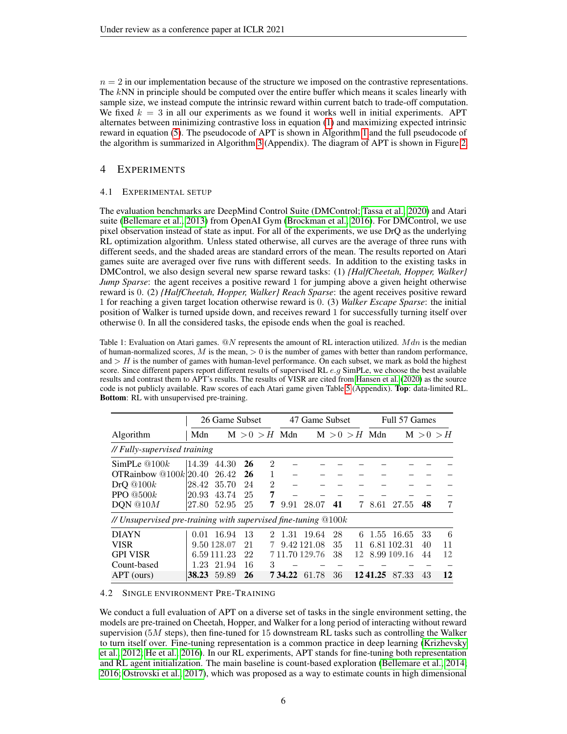$n = 2$ in our implementation because of the structure we imposed on the contrastive representations. The $k$NN in principle should be computed over the entire buffer which means it scales linearly with sample size, we instead compute the intrinsic reward within current batch to trade-off computation. We fixed $k = 3$ in all our experiments as we found it works well in initial experiments. APT alternates between minimizing contrastive loss in equation (1) and maximizing expected intrinsic reward in equation (5). The pseudocode of APT is shown in Algorithm 1 and the full pseudocode of the algorithm is summarized in Algorithm 3 (Appendix). The diagram of APT is shown in Figure 2.

## 4 Experiments

### 4.1 Experimental Setup

The evaluation benchmarks are DeepMind Control Suite (DMControl; Tassa et al., 2020) and Atari suite (Bellemare et al., 2013) from OpenAI Gym (Brockman et al., 2016). For DMControl, we use pixel observation instead of state as input. For all of the experiments, we use DrQ as the underlying RL optimization algorithm. Unless stated otherwise, all curves are the average of three runs with different seeds, and the shaded areas are standard errors of the mean. The results reported on Atari games suite are averaged over five runs with different seeds. In addition to the existing tasks in DMControl, we also design several new sparse reward tasks: (1) *{HalfCheetah, Hopper, Walker} Jump Sparse*: the agent receives a positive reward 1 for jumping above a given height otherwise reward is 0. (2) *{HalfCheetah, Hopper, Walker} Reach Sparse*: the agent receives positive reward 1 for reaching a given target location otherwise reward is 0. (3) *Walker Escape Sparse*: the initial position of Walker is turned upside down, and receives reward 1 for successfully turning itself over otherwise 0. In all the considered tasks, the episode ends when the goal is reached.

Table 1: Evaluation on Atari games. $@N$ represents the amount of RL interaction utilized. $Mdn$ is the median of human-normalized scores, $M$ is the mean, $> 0$ is the number of games with better than random performance, and $> H$ is the number of games with human-level performance. On each subset, we mark as bold the highest score. Since different papers report different results of supervised RL *e.g* SimPLe, we choose the best available results and contrast them to APT's results. The results of VISR are cited from Hansen et al. (2020) as the source code is not publicly available. Raw scores of each Atari game given Table 5 (Appendix). **Top**: data-limited RL. **Bottom**: RL with unsupervised pre-training.

| | 26 Game Subset | | | | 47 Game Subset | | | | Full 57 Games | | | |
|---|---|---|---|---|---|---|---|---|---|---|---|---|
| Algorithm | Mdn | M | $>0$ | $>H$ | Mdn | M | $>0$ | $>H$ | Mdn | M | $>0$ | $>H$ |
| *// Fully-supervised training* | | | | | | | | | | | | |
| SimPLe $@100k$ | 14.39 | 44.30 | **26** | 2 | – | – | – | – | – | – | – | – |
| OTRainbow $@100k$ | 20.40 | 26.42 | **26** | 1 | – | – | – | – | – | – | – | – |
| DrQ $@100k$ | 28.42 | 35.70 | 24 | 2 | – | – | – | – | – | – | – | – |
| PPO $@500k$ | 20.93 | 43.74 | 25 | **7** | – | – | – | – | – | – | – | – |
| DQN $@10M$ | 27.80 | 52.95 | 25 | **7** | 9.91 | 28.07 | **41** | 7 | 8.61 | 27.55 | **48** | 7 |
| *// Unsupervised pre-training with supervised fine-tuning $@100k$* | | | | | | | | | | | | |
| DIAYN | 0.01 | 16.94 | 13 | 2 | 1.31 | 19.64 | 28 | 6 | 1.55 | 16.65 | 33 | 6 |
| VISR | 9.50 | **128.07** | 21 | **7** | 9.42 | 121.08 | 35 | 11 | 6.81 | 102.31 | 40 | 11 |
| GPI VISR | 6.59 | 111.23 | 22 | **7** | 11.70 | **129.76** | 38 | **12** | 8.99 | **109.16** | 44 | **12** |
| Count-based | 1.23 | 21.94 | 16 | 3 | – | – | – | – | – | – | – | – |
| APT (ours) | **38.23** | 59.89 | **26** | **7** | **34.22** | 61.78 | 36 | **12** | **41.25** | 87.33 | 43 | **12** |

### 4.2 Single Environment Pre-Training

We conduct a full evaluation of APT on a diverse set of tasks in the single environment setting, the models are pre-trained on Cheetah, Hopper, and Walker for a long period of interacting without reward supervision ($5M$ steps), then fine-tuned for 15 downstream RL tasks such as controlling the Walker to turn itself over. Fine-tuning representation is a common practice in deep learning (Krizhevsky et al., 2012; He et al., 2016). In our RL experiments, APT stands for fine-tuning both representation and RL agent initialization. The main baseline is count-based exploration (Bellemare et al., 2014; 2016; Ostrovski et al., 2017), which was proposed as a way to estimate counts in high dimensional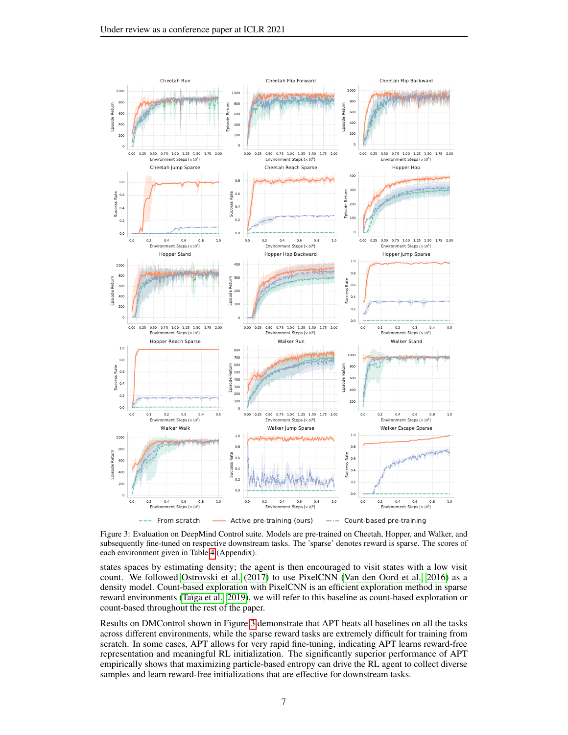Figure 3: Evaluation on DeepMind Control suite. Models are pre-trained on Cheetah, Hopper, and Walker, and subsequently fine-tuned on respective downstream tasks. The 'sparse' denotes reward is sparse. The scores of each environment given in Table 4 (Appendix).

states spaces by estimating density; the agent is then encouraged to visit states with a low visit count. We followed Ostrovski et al. (2017) to use PixelCNN (Van den Oord et al., 2016) as a density model. Count-based exploration with PixelCNN is an efficient exploration method in sparse reward environments (Taïga et al., 2019), we will refer to this baseline as count-based exploration or count-based throughout the rest of the paper.

Results on DMControl shown in Figure 3 demonstrate that APT beats all baselines on all the tasks across different environments, while the sparse reward tasks are extremely difficult for training from scratch. In some cases, APT allows for very rapid fine-tuning, indicating APT learns reward-free representation and meaningful RL initialization. The significantly superior performance of APT empirically shows that maximizing particle-based entropy can drive the RL agent to collect diverse samples and learn reward-free initializations that are effective for downstream tasks.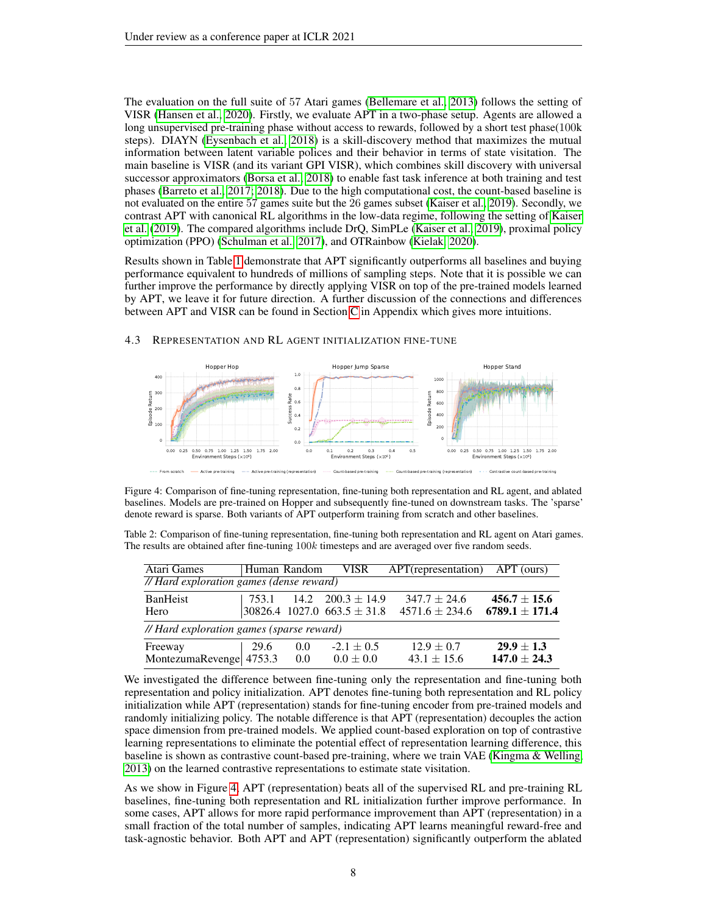The evaluation on the full suite of 57 Atari games (Bellemare et al., 2013) follows the setting of VISR (Hansen et al., 2020). Firstly, we evaluate APT in a two-phase setup. Agents are allowed a long unsupervised pre-training phase without access to rewards, followed by a short test phase(100k steps). DIAYN (Eysenbach et al., 2018) is a skill-discovery method that maximizes the mutual information between latent variable polices and their behavior in terms of state visitation. The main baseline is VISR (and its variant GPI VISR), which combines skill discovery with universal successor approximators (Borsa et al., 2018) to enable fast task inference at both training and test phases (Barreto et al., 2017; 2018). Due to the high computational cost, the count-based baseline is not evaluated on the entire 57 games suite but the 26 games subset (Kaiser et al., 2019). Secondly, we contrast APT with canonical RL algorithms in the low-data regime, following the setting of Kaiser et al. (2019). The compared algorithms include DrQ, SimPLe (Kaiser et al., 2019), proximal policy optimization (PPO) (Schulman et al., 2017), and OTRainbow (Kielak, 2020).

Results shown in Table 1 demonstrate that APT significantly outperforms all baselines and buying performance equivalent to hundreds of millions of sampling steps. Note that it is possible we can further improve the performance by directly applying VISR on top of the pre-trained models learned by APT, we leave it for future direction. A further discussion of the connections and differences between APT and VISR can be found in Section C in Appendix which gives more intuitions.

### 4.3 Representation and RL agent initialization fine-tune

Figure 4: Comparison of fine-tuning representation, fine-tuning both representation and RL agent, and ablated baselines. Models are pre-trained on Hopper and subsequently fine-tuned on downstream tasks. The 'sparse' denote reward is sparse. Both variants of APT outperform training from scratch and other baselines.

Table 2: Comparison of fine-tuning representation, fine-tuning both representation and RL agent on Atari games. The results are obtained after fine-tuning $100k$ timesteps and are averaged over five random seeds.

| Atari Games | Human | Random | VISR | APT(representation) | APT (ours) |
|---|---|---|---|---|---|
| *// Hard exploration games (dense reward)* | | | | | |
| BanHeist | 753.1 | 14.2 | $200.3 \pm 14.9$ | $347.7 \pm 24.6$ | $\mathbf{456.7 \pm 15.6}$ |
| Hero | 30826.4 | 1027.0 | $663.5 \pm 31.8$ | $4571.6 \pm 234.6$ | $\mathbf{6789.1 \pm 171.4}$ |
| *// Hard exploration games (sparse reward)* | | | | | |
| Freeway | 29.6 | 0.0 | $-2.1 \pm 0.5$ | $12.9 \pm 0.7$ | $\mathbf{29.9 \pm 1.3}$ |
| MontezumaRevenge | 4753.3 | 0.0 | $0.0 \pm 0.0$ | $43.1 \pm 15.6$ | $\mathbf{147.0 \pm 24.3}$ |

We investigated the difference between fine-tuning only the representation and fine-tuning both representation and policy initialization. APT denotes fine-tuning both representation and RL policy initialization while APT (representation) stands for fine-tuning encoder from pre-trained models and randomly initializing policy. The notable difference is that APT (representation) decouples the action space dimension from pre-trained models. We applied count-based exploration on top of contrastive learning representations to eliminate the potential effect of representation learning difference, this baseline is shown as contrastive count-based pre-training, where we train VAE (Kingma & Welling, 2013) on the learned contrastive representations to estimate state visitation.

As we show in Figure 4, APT (representation) beats all of the supervised RL and pre-training RL baselines, fine-tuning both representation and RL initialization further improve performance. In some cases, APT allows for more rapid performance improvement than APT (representation) in a small fraction of the total number of samples, indicating APT learns meaningful reward-free and task-agnostic behavior. Both APT and APT (representation) significantly outperform the ablated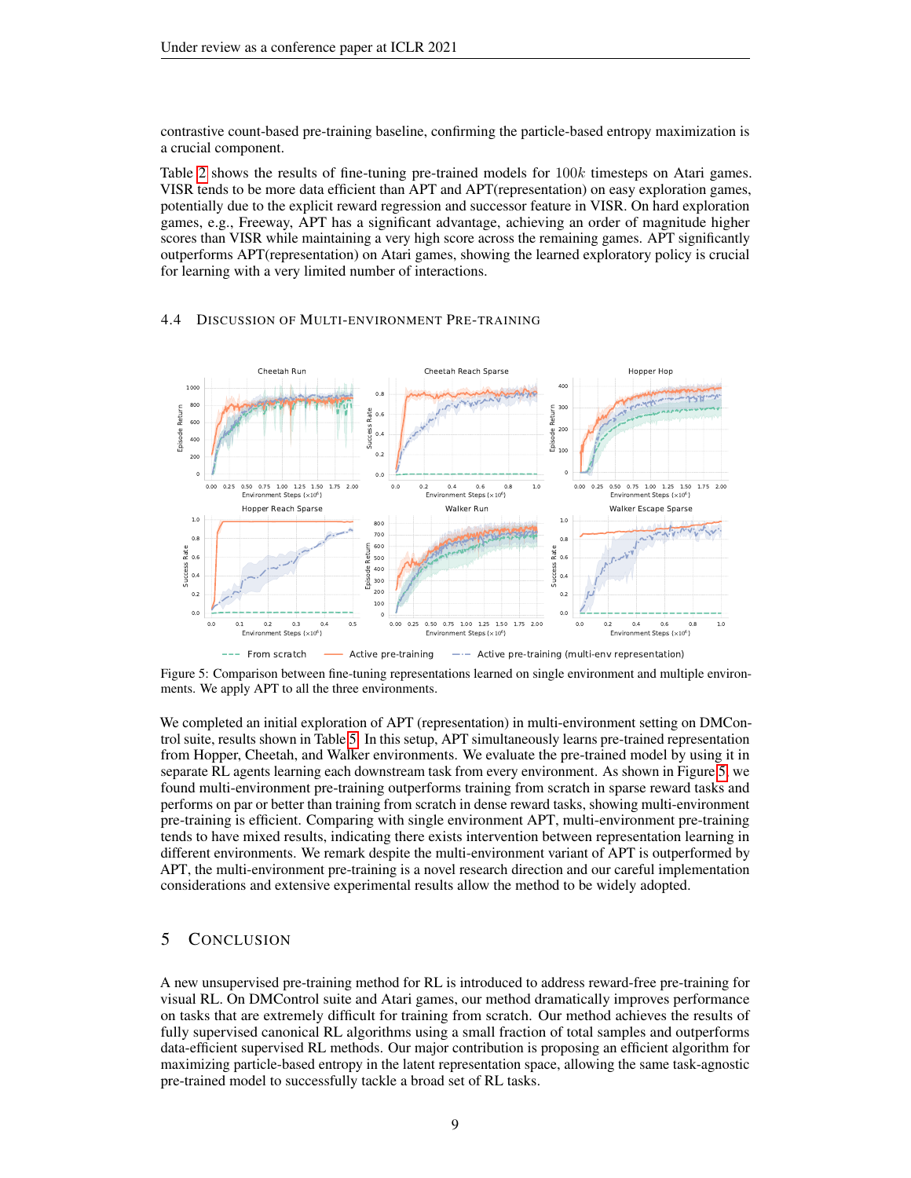contrastive count-based pre-training baseline, confirming the particle-based entropy maximization is a crucial component.

Table 2 shows the results of fine-tuning pre-trained models for $100k$ timesteps on Atari games. VISR tends to be more data efficient than APT and APT(representation) on easy exploration games, potentially due to the explicit reward regression and successor feature in VISR. On hard exploration games, e.g., Freeway, APT has a significant advantage, achieving an order of magnitude higher scores than VISR while maintaining a very high score across the remaining games. APT significantly outperforms APT(representation) on Atari games, showing the learned exploratory policy is crucial for learning with a very limited number of interactions.

### 4.4 Discussion of Multi-environment Pre-training

Figure 5: Comparison between fine-tuning representations learned on single environment and multiple environments. We apply APT to all the three environments.

We completed an initial exploration of APT (representation) in multi-environment setting on DMControl suite, results shown in Table 5. In this setup, APT simultaneously learns pre-trained representation from Hopper, Cheetah, and Walker environments. We evaluate the pre-trained model by using it in separate RL agents learning each downstream task from every environment. As shown in Figure 5, we found multi-environment pre-training outperforms training from scratch in sparse reward tasks and performs on par or better than training from scratch in dense reward tasks, showing multi-environment pre-training is efficient. Comparing with single environment APT, multi-environment pre-training tends to have mixed results, indicating there exists intervention between representation learning in different environments. We remark despite the multi-environment variant of APT is outperformed by APT, the multi-environment pre-training is a novel research direction and our careful implementation considerations and extensive experimental results allow the method to be widely adopted.

## 5 Conclusion

A new unsupervised pre-training method for RL is introduced to address reward-free pre-training for visual RL. On DMControl suite and Atari games, our method dramatically improves performance on tasks that are extremely difficult for training from scratch. Our method achieves the results of fully supervised canonical RL algorithms using a small fraction of total samples and outperforms data-efficient supervised RL methods. Our major contribution is proposing an efficient algorithm for maximizing particle-based entropy in the latent representation space, allowing the same task-agnostic pre-trained model to successfully tackle a broad set of RL tasks.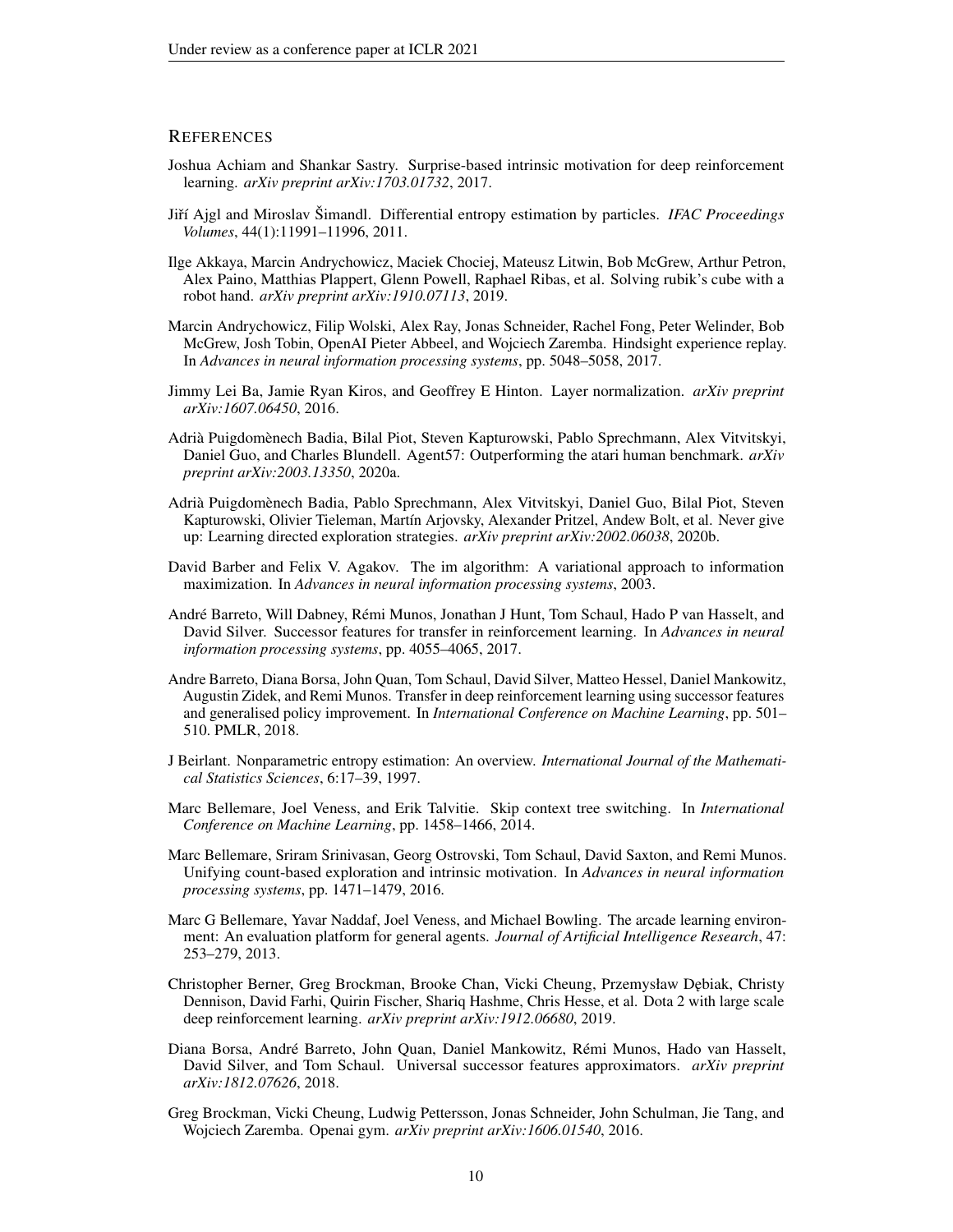## References

Joshua Achiam and Shankar Sastry. Surprise-based intrinsic motivation for deep reinforcement learning. *arXiv preprint arXiv:1703.01732*, 2017.

Jiří Ajgl and Miroslav Šimandl. Differential entropy estimation by particles. *IFAC Proceedings Volumes*, 44(1):11991–11996, 2011.

Ilge Akkaya, Marcin Andrychowicz, Maciek Chociej, Mateusz Litwin, Bob McGrew, Arthur Petron, Alex Paino, Matthias Plappert, Glenn Powell, Raphael Ribas, et al. Solving rubik's cube with a robot hand. *arXiv preprint arXiv:1910.07113*, 2019.

Marcin Andrychowicz, Filip Wolski, Alex Ray, Jonas Schneider, Rachel Fong, Peter Welinder, Bob McGrew, Josh Tobin, OpenAI Pieter Abbeel, and Wojciech Zaremba. Hindsight experience replay. In *Advances in neural information processing systems*, pp. 5048–5058, 2017.

Jimmy Lei Ba, Jamie Ryan Kiros, and Geoffrey E Hinton. Layer normalization. *arXiv preprint arXiv:1607.06450*, 2016.

Adrià Puigdomènech Badia, Bilal Piot, Steven Kapturowski, Pablo Sprechmann, Alex Vitvitskyi, Daniel Guo, and Charles Blundell. Agent57: Outperforming the atari human benchmark. *arXiv preprint arXiv:2003.13350*, 2020a.

Adrià Puigdomènech Badia, Pablo Sprechmann, Alex Vitvitskyi, Daniel Guo, Bilal Piot, Steven Kapturowski, Olivier Tieleman, Martín Arjovsky, Alexander Pritzel, Andew Bolt, et al. Never give up: Learning directed exploration strategies. *arXiv preprint arXiv:2002.06038*, 2020b.

David Barber and Felix V. Agakov. The im algorithm: A variational approach to information maximization. In *Advances in neural information processing systems*, 2003.

André Barreto, Will Dabney, Rémi Munos, Jonathan J Hunt, Tom Schaul, Hado P van Hasselt, and David Silver. Successor features for transfer in reinforcement learning. In *Advances in neural information processing systems*, pp. 4055–4065, 2017.

Andre Barreto, Diana Borsa, John Quan, Tom Schaul, David Silver, Matteo Hessel, Daniel Mankowitz, Augustin Zidek, and Remi Munos. Transfer in deep reinforcement learning using successor features and generalised policy improvement. In *International Conference on Machine Learning*, pp. 501–510. PMLR, 2018.

J Beirlant. Nonparametric entropy estimation: An overview. *International Journal of the Mathematical Statistics Sciences*, 6:17–39, 1997.

Marc Bellemare, Joel Veness, and Erik Talvitie. Skip context tree switching. In *International Conference on Machine Learning*, pp. 1458–1466, 2014.

Marc Bellemare, Sriram Srinivasan, Georg Ostrovski, Tom Schaul, David Saxton, and Remi Munos. Unifying count-based exploration and intrinsic motivation. In *Advances in neural information processing systems*, pp. 1471–1479, 2016.

Marc G Bellemare, Yavar Naddaf, Joel Veness, and Michael Bowling. The arcade learning environment: An evaluation platform for general agents. *Journal of Artificial Intelligence Research*, 47: 253–279, 2013.

Christopher Berner, Greg Brockman, Brooke Chan, Vicki Cheung, Przemysław Dębiak, Christy Dennison, David Farhi, Quirin Fischer, Shariq Hashme, Chris Hesse, et al. Dota 2 with large scale deep reinforcement learning. *arXiv preprint arXiv:1912.06680*, 2019.

Diana Borsa, André Barreto, John Quan, Daniel Mankowitz, Rémi Munos, Hado van Hasselt, David Silver, and Tom Schaul. Universal successor features approximators. *arXiv preprint arXiv:1812.07626*, 2018.

Greg Brockman, Vicki Cheung, Ludwig Pettersson, Jonas Schneider, John Schulman, Jie Tang, and Wojciech Zaremba. Openai gym. *arXiv preprint arXiv:1606.01540*, 2016.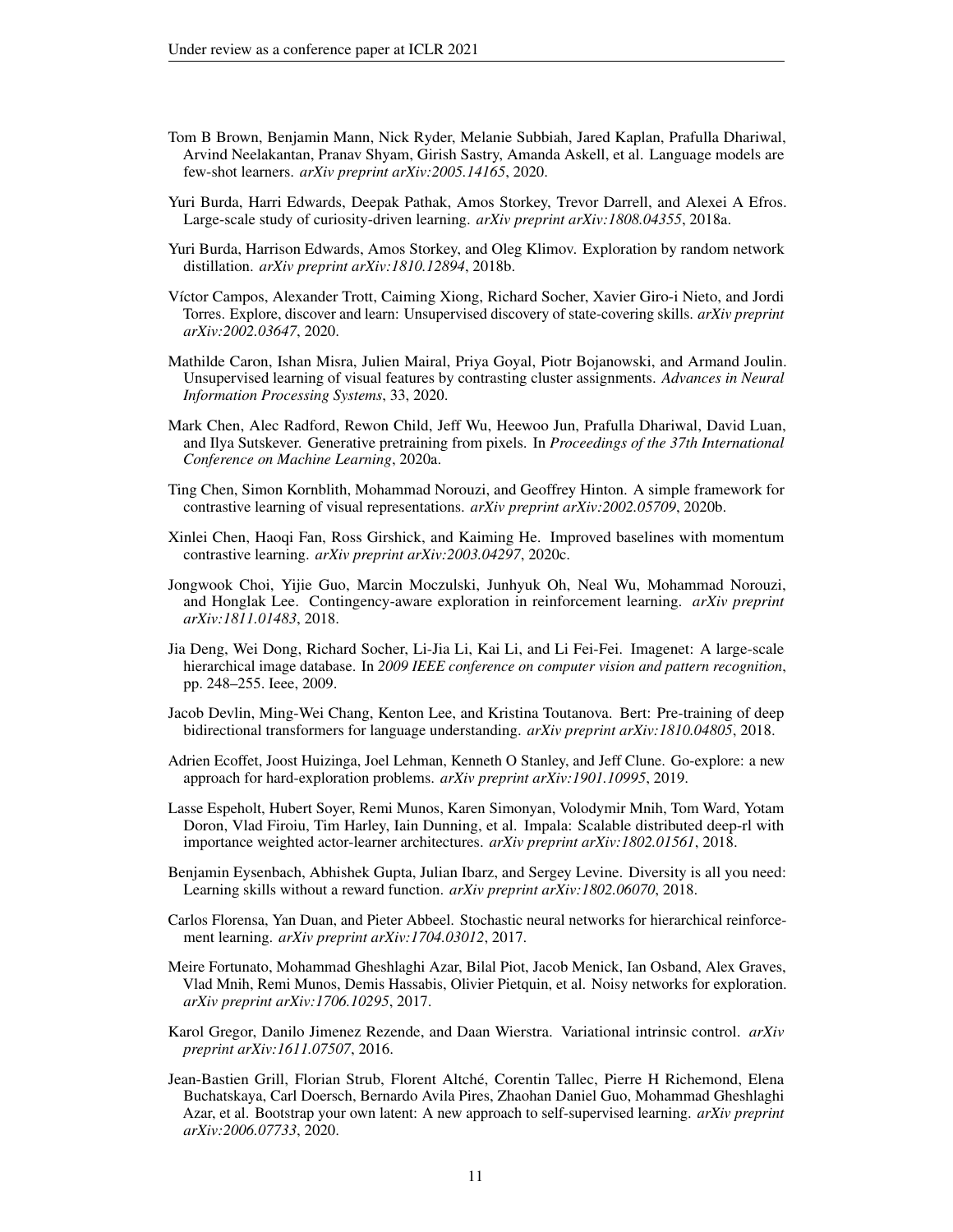Tom B Brown, Benjamin Mann, Nick Ryder, Melanie Subbiah, Jared Kaplan, Prafulla Dhariwal, Arvind Neelakantan, Pranav Shyam, Girish Sastry, Amanda Askell, et al. Language models are few-shot learners. *arXiv preprint arXiv:2005.14165*, 2020.

Yuri Burda, Harri Edwards, Deepak Pathak, Amos Storkey, Trevor Darrell, and Alexei A Efros. Large-scale study of curiosity-driven learning. *arXiv preprint arXiv:1808.04355*, 2018a.

Yuri Burda, Harrison Edwards, Amos Storkey, and Oleg Klimov. Exploration by random network distillation. *arXiv preprint arXiv:1810.12894*, 2018b.

Víctor Campos, Alexander Trott, Caiming Xiong, Richard Socher, Xavier Giro-i Nieto, and Jordi Torres. Explore, discover and learn: Unsupervised discovery of state-covering skills. *arXiv preprint arXiv:2002.03647*, 2020.

Mathilde Caron, Ishan Misra, Julien Mairal, Priya Goyal, Piotr Bojanowski, and Armand Joulin. Unsupervised learning of visual features by contrasting cluster assignments. *Advances in Neural Information Processing Systems*, 33, 2020.

Mark Chen, Alec Radford, Rewon Child, Jeff Wu, Heewoo Jun, Prafulla Dhariwal, David Luan, and Ilya Sutskever. Generative pretraining from pixels. In *Proceedings of the 37th International Conference on Machine Learning*, 2020a.

Ting Chen, Simon Kornblith, Mohammad Norouzi, and Geoffrey Hinton. A simple framework for contrastive learning of visual representations. *arXiv preprint arXiv:2002.05709*, 2020b.

Xinlei Chen, Haoqi Fan, Ross Girshick, and Kaiming He. Improved baselines with momentum contrastive learning. *arXiv preprint arXiv:2003.04297*, 2020c.

Jongwook Choi, Yijie Guo, Marcin Moczulski, Junhyuk Oh, Neal Wu, Mohammad Norouzi, and Honglak Lee. Contingency-aware exploration in reinforcement learning. *arXiv preprint arXiv:1811.01483*, 2018.

Jia Deng, Wei Dong, Richard Socher, Li-Jia Li, Kai Li, and Li Fei-Fei. Imagenet: A large-scale hierarchical image database. In *2009 IEEE conference on computer vision and pattern recognition*, pp. 248–255. Ieee, 2009.

Jacob Devlin, Ming-Wei Chang, Kenton Lee, and Kristina Toutanova. Bert: Pre-training of deep bidirectional transformers for language understanding. *arXiv preprint arXiv:1810.04805*, 2018.

Adrien Ecoffet, Joost Huizinga, Joel Lehman, Kenneth O Stanley, and Jeff Clune. Go-explore: a new approach for hard-exploration problems. *arXiv preprint arXiv:1901.10995*, 2019.

Lasse Espeholt, Hubert Soyer, Remi Munos, Karen Simonyan, Volodymir Mnih, Tom Ward, Yotam Doron, Vlad Firoiu, Tim Harley, Iain Dunning, et al. Impala: Scalable distributed deep-rl with importance weighted actor-learner architectures. *arXiv preprint arXiv:1802.01561*, 2018.

Benjamin Eysenbach, Abhishek Gupta, Julian Ibarz, and Sergey Levine. Diversity is all you need: Learning skills without a reward function. *arXiv preprint arXiv:1802.06070*, 2018.

Carlos Florensa, Yan Duan, and Pieter Abbeel. Stochastic neural networks for hierarchical reinforcement learning. *arXiv preprint arXiv:1704.03012*, 2017.

Meire Fortunato, Mohammad Gheshlaghi Azar, Bilal Piot, Jacob Menick, Ian Osband, Alex Graves, Vlad Mnih, Remi Munos, Demis Hassabis, Olivier Pietquin, et al. Noisy networks for exploration. *arXiv preprint arXiv:1706.10295*, 2017.

Karol Gregor, Danilo Jimenez Rezende, and Daan Wierstra. Variational intrinsic control. *arXiv preprint arXiv:1611.07507*, 2016.

Jean-Bastien Grill, Florian Strub, Florent Altché, Corentin Tallec, Pierre H Richemond, Elena Buchatskaya, Carl Doersch, Bernardo Avila Pires, Zhaohan Daniel Guo, Mohammad Gheshlaghi Azar, et al. Bootstrap your own latent: A new approach to self-supervised learning. *arXiv preprint arXiv:2006.07733*, 2020.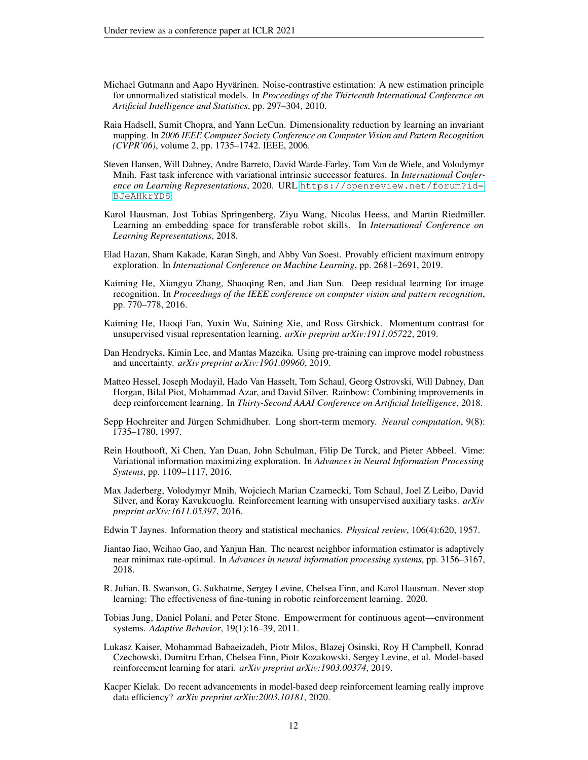Michael Gutmann and Aapo Hyvärinen. Noise-contrastive estimation: A new estimation principle for unnormalized statistical models. In *Proceedings of the Thirteenth International Conference on Artificial Intelligence and Statistics*, pp. 297–304, 2010.

Raia Hadsell, Sumit Chopra, and Yann LeCun. Dimensionality reduction by learning an invariant mapping. In *2006 IEEE Computer Society Conference on Computer Vision and Pattern Recognition (CVPR'06)*, volume 2, pp. 1735–1742. IEEE, 2006.

Steven Hansen, Will Dabney, Andre Barreto, David Warde-Farley, Tom Van de Wiele, and Volodymyr Mnih. Fast task inference with variational intrinsic successor features. In *International Conference on Learning Representations*, 2020. URL https://openreview.net/forum?id=BJeAHkrYDS.

Karol Hausman, Jost Tobias Springenberg, Ziyu Wang, Nicolas Heess, and Martin Riedmiller. Learning an embedding space for transferable robot skills. In *International Conference on Learning Representations*, 2018.

Elad Hazan, Sham Kakade, Karan Singh, and Abby Van Soest. Provably efficient maximum entropy exploration. In *International Conference on Machine Learning*, pp. 2681–2691, 2019.

Kaiming He, Xiangyu Zhang, Shaoqing Ren, and Jian Sun. Deep residual learning for image recognition. In *Proceedings of the IEEE conference on computer vision and pattern recognition*, pp. 770–778, 2016.

Kaiming He, Haoqi Fan, Yuxin Wu, Saining Xie, and Ross Girshick. Momentum contrast for unsupervised visual representation learning. *arXiv preprint arXiv:1911.05722*, 2019.

Dan Hendrycks, Kimin Lee, and Mantas Mazeika. Using pre-training can improve model robustness and uncertainty. *arXiv preprint arXiv:1901.09960*, 2019.

Matteo Hessel, Joseph Modayil, Hado Van Hasselt, Tom Schaul, Georg Ostrovski, Will Dabney, Dan Horgan, Bilal Piot, Mohammad Azar, and David Silver. Rainbow: Combining improvements in deep reinforcement learning. In *Thirty-Second AAAI Conference on Artificial Intelligence*, 2018.

Sepp Hochreiter and Jürgen Schmidhuber. Long short-term memory. *Neural computation*, 9(8): 1735–1780, 1997.

Rein Houthooft, Xi Chen, Yan Duan, John Schulman, Filip De Turck, and Pieter Abbeel. Vime: Variational information maximizing exploration. In *Advances in Neural Information Processing Systems*, pp. 1109–1117, 2016.

Max Jaderberg, Volodymyr Mnih, Wojciech Marian Czarnecki, Tom Schaul, Joel Z Leibo, David Silver, and Koray Kavukcuoglu. Reinforcement learning with unsupervised auxiliary tasks. *arXiv preprint arXiv:1611.05397*, 2016.

Edwin T Jaynes. Information theory and statistical mechanics. *Physical review*, 106(4):620, 1957.

Jiantao Jiao, Weihao Gao, and Yanjun Han. The nearest neighbor information estimator is adaptively near minimax rate-optimal. In *Advances in neural information processing systems*, pp. 3156–3167, 2018.

R. Julian, B. Swanson, G. Sukhatme, Sergey Levine, Chelsea Finn, and Karol Hausman. Never stop learning: The effectiveness of fine-tuning in robotic reinforcement learning. 2020.

Tobias Jung, Daniel Polani, and Peter Stone. Empowerment for continuous agent—environment systems. *Adaptive Behavior*, 19(1):16–39, 2011.

Lukasz Kaiser, Mohammad Babaeizadeh, Piotr Milos, Blazej Osinski, Roy H Campbell, Konrad Czechowski, Dumitru Erhan, Chelsea Finn, Piotr Kozakowski, Sergey Levine, et al. Model-based reinforcement learning for atari. *arXiv preprint arXiv:1903.00374*, 2019.

Kacper Kielak. Do recent advancements in model-based deep reinforcement learning really improve data efficiency? *arXiv preprint arXiv:2003.10181*, 2020.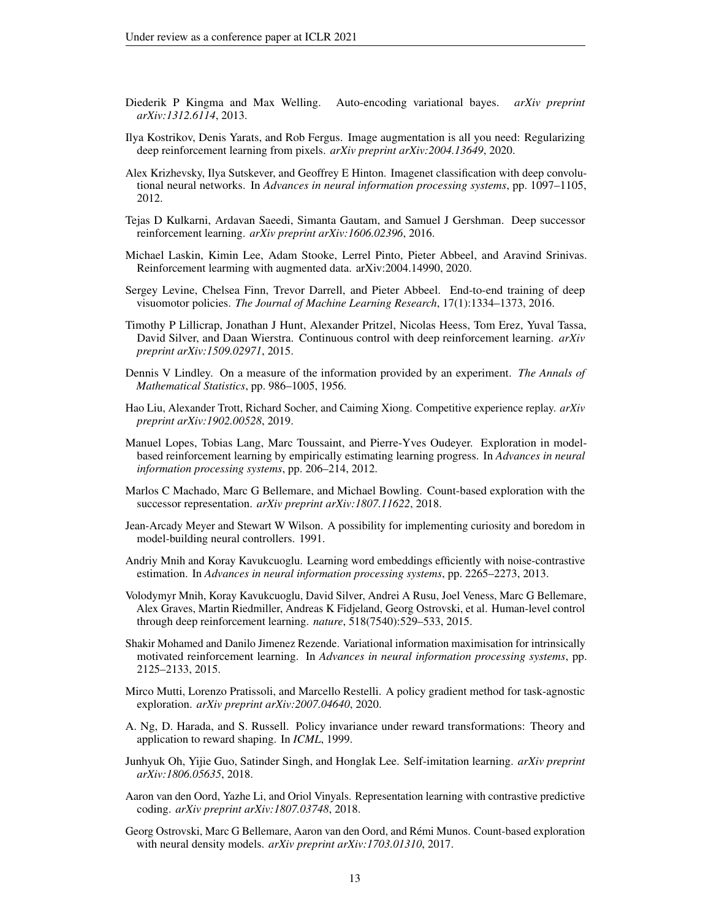Diederik P Kingma and Max Welling. Auto-encoding variational bayes. *arXiv preprint arXiv:1312.6114*, 2013.

Ilya Kostrikov, Denis Yarats, and Rob Fergus. Image augmentation is all you need: Regularizing deep reinforcement learning from pixels. *arXiv preprint arXiv:2004.13649*, 2020.

Alex Krizhevsky, Ilya Sutskever, and Geoffrey E Hinton. Imagenet classification with deep convolutional neural networks. In *Advances in neural information processing systems*, pp. 1097–1105, 2012.

Tejas D Kulkarni, Ardavan Saeedi, Simanta Gautam, and Samuel J Gershman. Deep successor reinforcement learning. *arXiv preprint arXiv:1606.02396*, 2016.

Michael Laskin, Kimin Lee, Adam Stooke, Lerrel Pinto, Pieter Abbeel, and Aravind Srinivas. Reinforcement learning with augmented data. arXiv:2004.14990, 2020.

Sergey Levine, Chelsea Finn, Trevor Darrell, and Pieter Abbeel. End-to-end training of deep visuomotor policies. *The Journal of Machine Learning Research*, 17(1):1334–1373, 2016.

Timothy P Lillicrap, Jonathan J Hunt, Alexander Pritzel, Nicolas Heess, Tom Erez, Yuval Tassa, David Silver, and Daan Wierstra. Continuous control with deep reinforcement learning. *arXiv preprint arXiv:1509.02971*, 2015.

Dennis V Lindley. On a measure of the information provided by an experiment. *The Annals of Mathematical Statistics*, pp. 986–1005, 1956.

Hao Liu, Alexander Trott, Richard Socher, and Caiming Xiong. Competitive experience replay. *arXiv preprint arXiv:1902.00528*, 2019.

Manuel Lopes, Tobias Lang, Marc Toussaint, and Pierre-Yves Oudeyer. Exploration in model-based reinforcement learning by empirically estimating learning progress. In *Advances in neural information processing systems*, pp. 206–214, 2012.

Marlos C Machado, Marc G Bellemare, and Michael Bowling. Count-based exploration with the successor representation. *arXiv preprint arXiv:1807.11622*, 2018.

Jean-Arcady Meyer and Stewart W Wilson. A possibility for implementing curiosity and boredom in model-building neural controllers. 1991.

Andriy Mnih and Koray Kavukcuoglu. Learning word embeddings efficiently with noise-contrastive estimation. In *Advances in neural information processing systems*, pp. 2265–2273, 2013.

Volodymyr Mnih, Koray Kavukcuoglu, David Silver, Andrei A Rusu, Joel Veness, Marc G Bellemare, Alex Graves, Martin Riedmiller, Andreas K Fidjeland, Georg Ostrovski, et al. Human-level control through deep reinforcement learning. *nature*, 518(7540):529–533, 2015.

Shakir Mohamed and Danilo Jimenez Rezende. Variational information maximisation for intrinsically motivated reinforcement learning. In *Advances in neural information processing systems*, pp. 2125–2133, 2015.

Mirco Mutti, Lorenzo Pratissoli, and Marcello Restelli. A policy gradient method for task-agnostic exploration. *arXiv preprint arXiv:2007.04640*, 2020.

A. Ng, D. Harada, and S. Russell. Policy invariance under reward transformations: Theory and application to reward shaping. In *ICML*, 1999.

Junhyuk Oh, Yijie Guo, Satinder Singh, and Honglak Lee. Self-imitation learning. *arXiv preprint arXiv:1806.05635*, 2018.

Aaron van den Oord, Yazhe Li, and Oriol Vinyals. Representation learning with contrastive predictive coding. *arXiv preprint arXiv:1807.03748*, 2018.

Georg Ostrovski, Marc G Bellemare, Aaron van den Oord, and Rémi Munos. Count-based exploration with neural density models. *arXiv preprint arXiv:1703.01310*, 2017.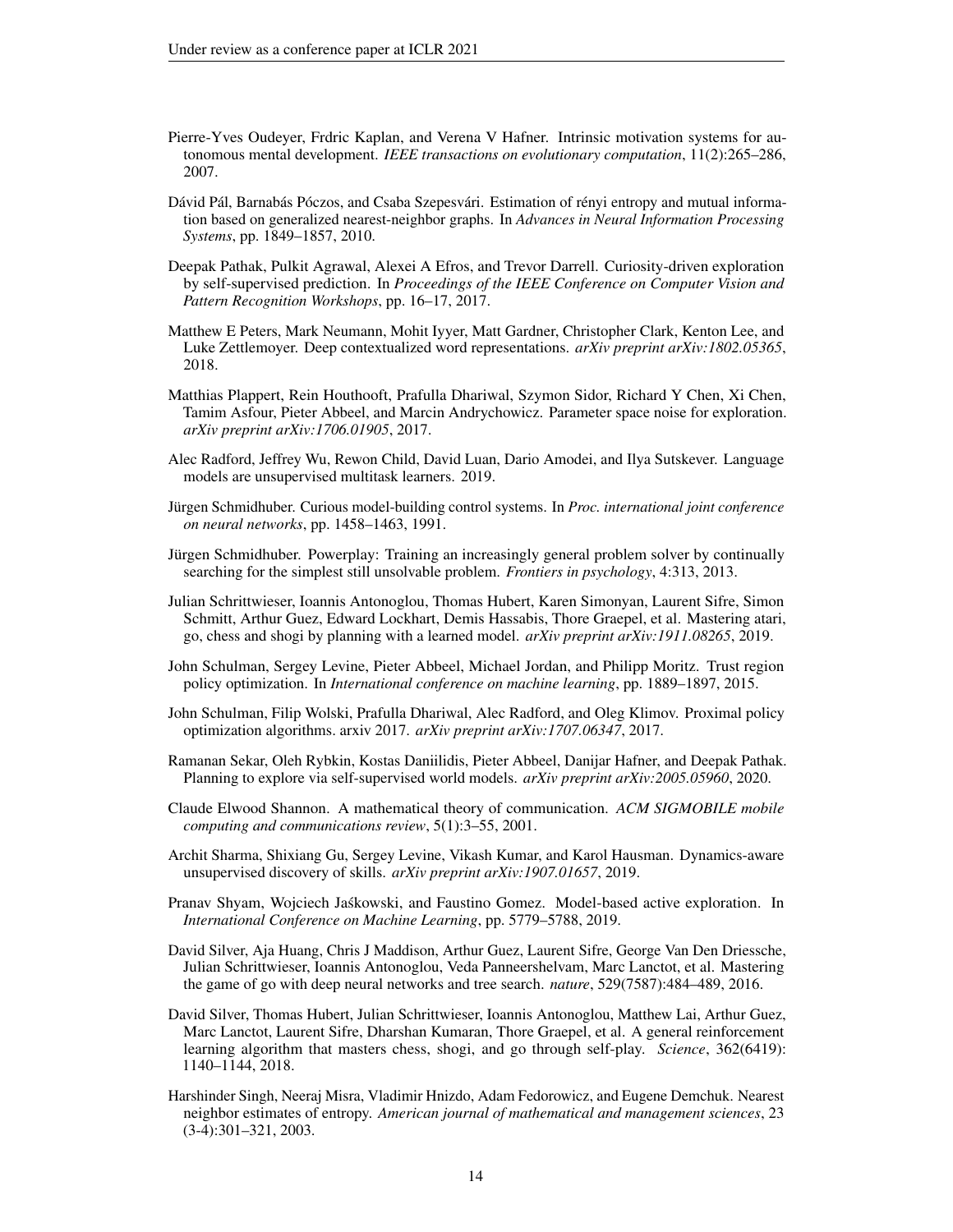Pierre-Yves Oudeyer, Frdric Kaplan, and Verena V Hafner. Intrinsic motivation systems for autonomous mental development. *IEEE transactions on evolutionary computation*, 11(2):265–286, 2007.

Dávid Pál, Barnabás Póczos, and Csaba Szepesvári. Estimation of rényi entropy and mutual information based on generalized nearest-neighbor graphs. In *Advances in Neural Information Processing Systems*, pp. 1849–1857, 2010.

Deepak Pathak, Pulkit Agrawal, Alexei A Efros, and Trevor Darrell. Curiosity-driven exploration by self-supervised prediction. In *Proceedings of the IEEE Conference on Computer Vision and Pattern Recognition Workshops*, pp. 16–17, 2017.

Matthew E Peters, Mark Neumann, Mohit Iyyer, Matt Gardner, Christopher Clark, Kenton Lee, and Luke Zettlemoyer. Deep contextualized word representations. *arXiv preprint arXiv:1802.05365*, 2018.

Matthias Plappert, Rein Houthooft, Prafulla Dhariwal, Szymon Sidor, Richard Y Chen, Xi Chen, Tamim Asfour, Pieter Abbeel, and Marcin Andrychowicz. Parameter space noise for exploration. *arXiv preprint arXiv:1706.01905*, 2017.

Alec Radford, Jeffrey Wu, Rewon Child, David Luan, Dario Amodei, and Ilya Sutskever. Language models are unsupervised multitask learners. 2019.

Jürgen Schmidhuber. Curious model-building control systems. In *Proc. international joint conference on neural networks*, pp. 1458–1463, 1991.

Jürgen Schmidhuber. Powerplay: Training an increasingly general problem solver by continually searching for the simplest still unsolvable problem. *Frontiers in psychology*, 4:313, 2013.

Julian Schrittwieser, Ioannis Antonoglou, Thomas Hubert, Karen Simonyan, Laurent Sifre, Simon Schmitt, Arthur Guez, Edward Lockhart, Demis Hassabis, Thore Graepel, et al. Mastering atari, go, chess and shogi by planning with a learned model. *arXiv preprint arXiv:1911.08265*, 2019.

John Schulman, Sergey Levine, Pieter Abbeel, Michael Jordan, and Philipp Moritz. Trust region policy optimization. In *International conference on machine learning*, pp. 1889–1897, 2015.

John Schulman, Filip Wolski, Prafulla Dhariwal, Alec Radford, and Oleg Klimov. Proximal policy optimization algorithms. arxiv 2017. *arXiv preprint arXiv:1707.06347*, 2017.

Ramanan Sekar, Oleh Rybkin, Kostas Daniilidis, Pieter Abbeel, Danijar Hafner, and Deepak Pathak. Planning to explore via self-supervised world models. *arXiv preprint arXiv:2005.05960*, 2020.

Claude Elwood Shannon. A mathematical theory of communication. *ACM SIGMOBILE mobile computing and communications review*, 5(1):3–55, 2001.

Archit Sharma, Shixiang Gu, Sergey Levine, Vikash Kumar, and Karol Hausman. Dynamics-aware unsupervised discovery of skills. *arXiv preprint arXiv:1907.01657*, 2019.

Pranav Shyam, Wojciech Jaśkowski, and Faustino Gomez. Model-based active exploration. In *International Conference on Machine Learning*, pp. 5779–5788, 2019.

David Silver, Aja Huang, Chris J Maddison, Arthur Guez, Laurent Sifre, George Van Den Driessche, Julian Schrittwieser, Ioannis Antonoglou, Veda Panneershelvam, Marc Lanctot, et al. Mastering the game of go with deep neural networks and tree search. *nature*, 529(7587):484–489, 2016.

David Silver, Thomas Hubert, Julian Schrittwieser, Ioannis Antonoglou, Matthew Lai, Arthur Guez, Marc Lanctot, Laurent Sifre, Dharshan Kumaran, Thore Graepel, et al. A general reinforcement learning algorithm that masters chess, shogi, and go through self-play. *Science*, 362(6419): 1140–1144, 2018.

Harshinder Singh, Neeraj Misra, Vladimir Hnizdo, Adam Fedorowicz, and Eugene Demchuk. Nearest neighbor estimates of entropy. *American journal of mathematical and management sciences*, 23 (3-4):301–321, 2003.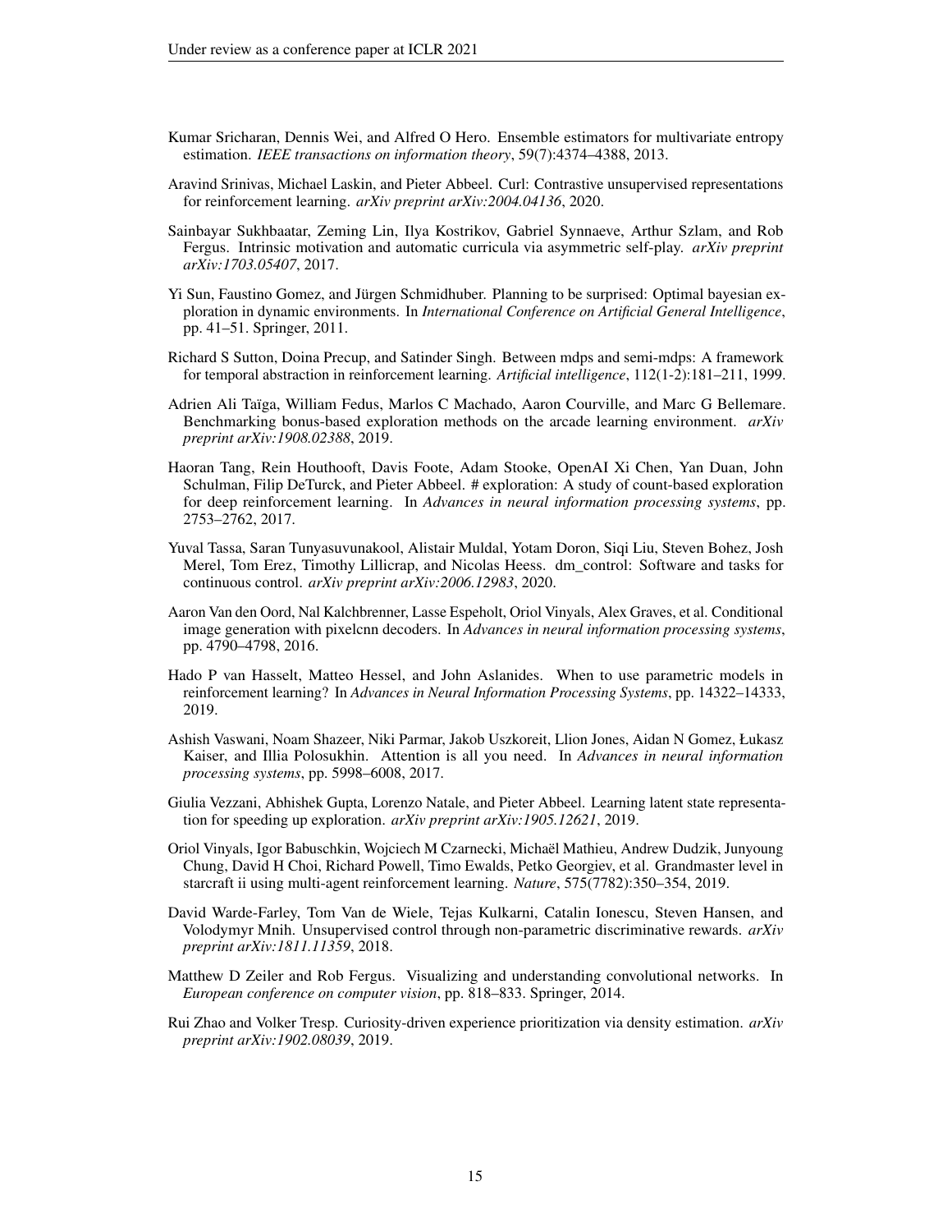Kumar Sricharan, Dennis Wei, and Alfred O Hero. Ensemble estimators for multivariate entropy estimation. *IEEE transactions on information theory*, 59(7):4374–4388, 2013.

Aravind Srinivas, Michael Laskin, and Pieter Abbeel. Curl: Contrastive unsupervised representations for reinforcement learning. *arXiv preprint arXiv:2004.04136*, 2020.

Sainbayar Sukhbaatar, Zeming Lin, Ilya Kostrikov, Gabriel Synnaeve, Arthur Szlam, and Rob Fergus. Intrinsic motivation and automatic curricula via asymmetric self-play. *arXiv preprint arXiv:1703.05407*, 2017.

Yi Sun, Faustino Gomez, and Jürgen Schmidhuber. Planning to be surprised: Optimal bayesian exploration in dynamic environments. In *International Conference on Artificial General Intelligence*, pp. 41–51. Springer, 2011.

Richard S Sutton, Doina Precup, and Satinder Singh. Between mdps and semi-mdps: A framework for temporal abstraction in reinforcement learning. *Artificial intelligence*, 112(1-2):181–211, 1999.

Adrien Ali Taïga, William Fedus, Marlos C Machado, Aaron Courville, and Marc G Bellemare. Benchmarking bonus-based exploration methods on the arcade learning environment. *arXiv preprint arXiv:1908.02388*, 2019.

Haoran Tang, Rein Houthooft, Davis Foote, Adam Stooke, OpenAI Xi Chen, Yan Duan, John Schulman, Filip DeTurck, and Pieter Abbeel. # exploration: A study of count-based exploration for deep reinforcement learning. In *Advances in neural information processing systems*, pp. 2753–2762, 2017.

Yuval Tassa, Saran Tunyasuvunakool, Alistair Muldal, Yotam Doron, Siqi Liu, Steven Bohez, Josh Merel, Tom Erez, Timothy Lillicrap, and Nicolas Heess. dm_control: Software and tasks for continuous control. *arXiv preprint arXiv:2006.12983*, 2020.

Aaron Van den Oord, Nal Kalchbrenner, Lasse Espeholt, Oriol Vinyals, Alex Graves, et al. Conditional image generation with pixelcnn decoders. In *Advances in neural information processing systems*, pp. 4790–4798, 2016.

Hado P van Hasselt, Matteo Hessel, and John Aslanides. When to use parametric models in reinforcement learning? In *Advances in Neural Information Processing Systems*, pp. 14322–14333, 2019.

Ashish Vaswani, Noam Shazeer, Niki Parmar, Jakob Uszkoreit, Llion Jones, Aidan N Gomez, Łukasz Kaiser, and Illia Polosukhin. Attention is all you need. In *Advances in neural information processing systems*, pp. 5998–6008, 2017.

Giulia Vezzani, Abhishek Gupta, Lorenzo Natale, and Pieter Abbeel. Learning latent state representation for speeding up exploration. *arXiv preprint arXiv:1905.12621*, 2019.

Oriol Vinyals, Igor Babuschkin, Wojciech M Czarnecki, Michaël Mathieu, Andrew Dudzik, Junyoung Chung, David H Choi, Richard Powell, Timo Ewalds, Petko Georgiev, et al. Grandmaster level in starcraft ii using multi-agent reinforcement learning. *Nature*, 575(7782):350–354, 2019.

David Warde-Farley, Tom Van de Wiele, Tejas Kulkarni, Catalin Ionescu, Steven Hansen, and Volodymyr Mnih. Unsupervised control through non-parametric discriminative rewards. *arXiv preprint arXiv:1811.11359*, 2018.

Matthew D Zeiler and Rob Fergus. Visualizing and understanding convolutional networks. In *European conference on computer vision*, pp. 818–833. Springer, 2014.

Rui Zhao and Volker Tresp. Curiosity-driven experience prioritization via density estimation. *arXiv preprint arXiv:1902.08039*, 2019.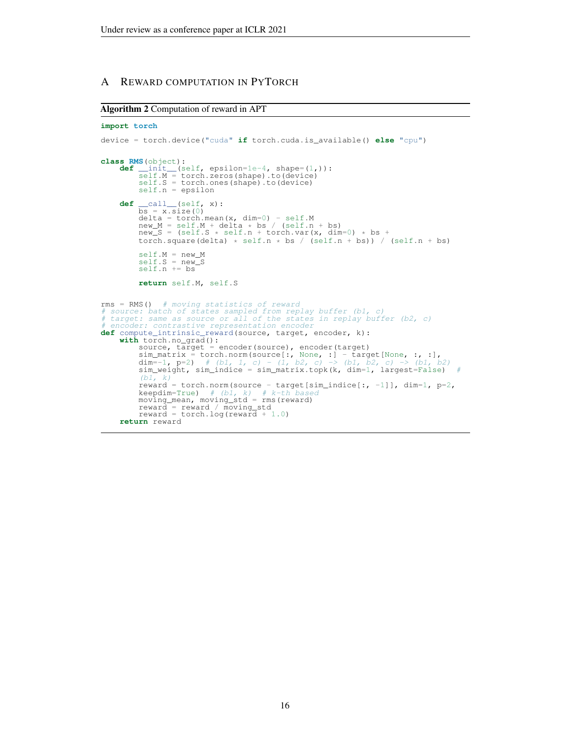## A Reward computation in PyTorch

**Algorithm 2** Computation of reward in APT

```
import torch

device = torch.device("cuda" if torch.cuda.is_available() else "cpu")


class RMS(object):
    def __init__(self, epsilon=1e-4, shape=(1,)):
        self.M = torch.zeros(shape).to(device)
        self.S = torch.ones(shape).to(device)
        self.n = epsilon

    def __call__(self, x):
        bs = x.size(0)
        delta = torch.mean(x, dim=0) - self.M
        new_M = self.M + delta * bs / (self.n + bs)
        new_S = (self.S * self.n + torch.var(x, dim=0) * bs +
        torch.square(delta) * self.n * bs / (self.n + bs)) / (self.n + bs)

        self.M = new_M
        self.S = new_S
        self.n += bs

        return self.M, self.S


rms = RMS()  # moving statistics of reward
# source: batch of states sampled from replay buffer (b1, c)
# target: same as source or all of the states in replay buffer (b2, c)
# encoder: contrastive representation encoder
def compute_intrinsic_reward(source, target, encoder, k):
    with torch.no_grad():
        source, target = encoder(source), encoder(target)
        sim_matrix = torch.norm(source[:, None, :] - target[None, :, :],
        dim=-1, p=2)  # (b1, 1, c) - (1, b2, c) -> (b1, b2, c) -> (b1, b2)
        sim_weight, sim_indice = sim_matrix.topk(k, dim=1, largest=False)  #
        (b1, k)
        reward = torch.norm(source - target[sim_indice[:, -1]], dim=1, p=2,
        keepdim=True)  # (b1, k)  # k-th based
        moving_mean, moving_std = rms(reward)
        reward = reward / moving_std
        reward = torch.log(reward + 1.0)
    return reward
```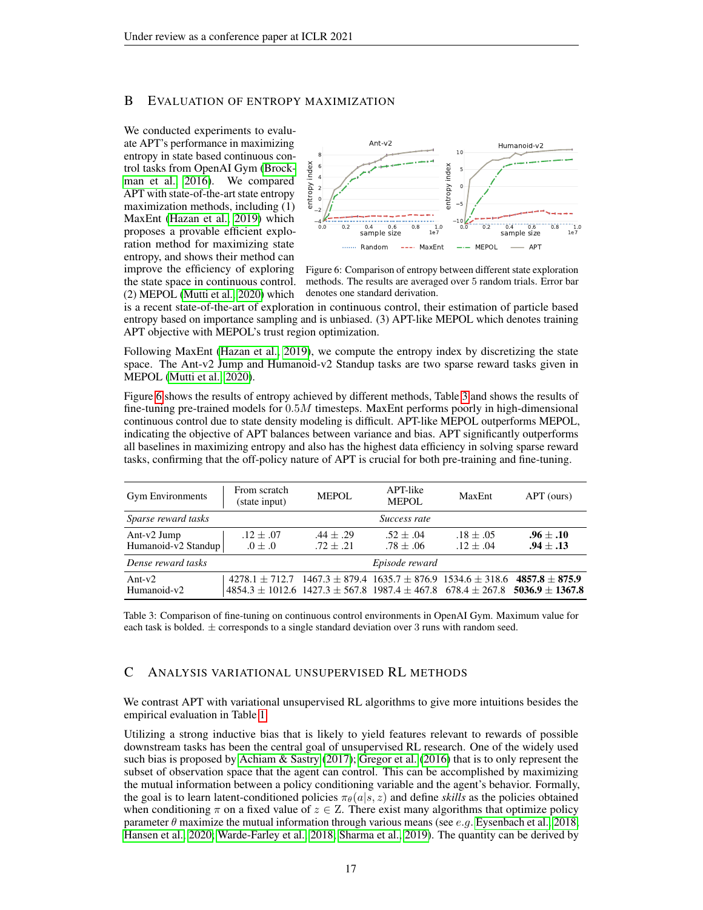## B Evaluation of Entropy Maximization

We conducted experiments to evaluate APT's performance in maximizing entropy in state based continuous control tasks from OpenAI Gym (Brockman et al., 2016). We compared APT with state-of-the-art state entropy maximization methods, including (1) MaxEnt (Hazan et al., 2019) which proposes a provable efficient exploration method for maximizing state entropy, and shows their method can improve the efficiency of exploring the state space in continuous control. (2) MEPOL (Mutti et al., 2020) which is a recent state-of-the-art of exploration in continuous control, their estimation of particle based entropy based on importance sampling and is unbiased. (3) APT-like MEPOL which denotes training APT objective with MEPOL's trust region optimization.

Figure 6: Comparison of entropy between different state exploration methods. The results are averaged over 5 random trials. Error bar denotes one standard derivation.

Following MaxEnt (Hazan et al., 2019), we compute the entropy index by discretizing the state space. The Ant-v2 Jump and Humanoid-v2 Standup tasks are two sparse reward tasks given in MEPOL (Mutti et al., 2020).

Figure 6 shows the results of entropy achieved by different methods, Table 3 and shows the results of fine-tuning pre-trained models for $0.5M$ timesteps. MaxEnt performs poorly in high-dimensional continuous control due to state density modeling is difficult. APT-like MEPOL outperforms MEPOL, indicating the objective of APT balances between variance and bias. APT significantly outperforms all baselines in maximizing entropy and also has the highest data efficiency in solving sparse reward tasks, confirming that the off-policy nature of APT is crucial for both pre-training and fine-tuning.

| Gym Environments | From scratch (state input) | MEPOL | APT-like MEPOL | MaxEnt | APT (ours) |
|---|---|---|---|---|---|
| *Sparse reward tasks* | | | *Success rate* | | |
| Ant-v2 Jump | .12 ± .07 | .44 ± .29 | .52 ± .04 | .18 ± .05 | **.96 ± .10** |
| Humanoid-v2 Standup | .0 ± .0 | .72 ± .21 | .78 ± .06 | .12 ± .04 | **.94 ± .13** |
| *Dense reward tasks* | | | *Episode reward* | | |
| Ant-v2 | 4278.1 ± 712.7 | 1467.3 ± 879.4 | 1635.7 ± 876.9 | 1534.6 ± 318.6 | **4857.8 ± 875.9** |
| Humanoid-v2 | 4854.3 ± 1012.6 | 1427.3 ± 567.8 | 1987.4 ± 467.8 | 678.4 ± 267.8 | **5036.9 ± 1367.8** |

Table 3: Comparison of fine-tuning on continuous control environments in OpenAI Gym. Maximum value for each task is bolded. ± corresponds to a single standard deviation over 3 runs with random seed.

## C Analysis variational unsupervised RL methods

We contrast APT with variational unsupervised RL algorithms to give more intuitions besides the empirical evaluation in Table 1.

Utilizing a strong inductive bias that is likely to yield features relevant to rewards of possible downstream tasks has been the central goal of unsupervised RL research. One of the widely used such bias is proposed by Achiam & Sastry (2017); Gregor et al. (2016) that is to only represent the subset of observation space that the agent can control. This can be accomplished by maximizing the mutual information between a policy conditioning variable and the agent's behavior. Formally, the goal is to learn latent-conditioned policies $\pi_\theta(a|s, z)$ and define *skills* as the policies obtained when conditioning $\pi$ on a fixed value of $z \in Z$. There exist many algorithms that optimize policy parameter $\theta$ maximize the mutual information through various means (see $e.g.$ Eysenbach et al., 2018; Hansen et al., 2020; Warde-Farley et al., 2018; Sharma et al., 2019). The quantity can be derived by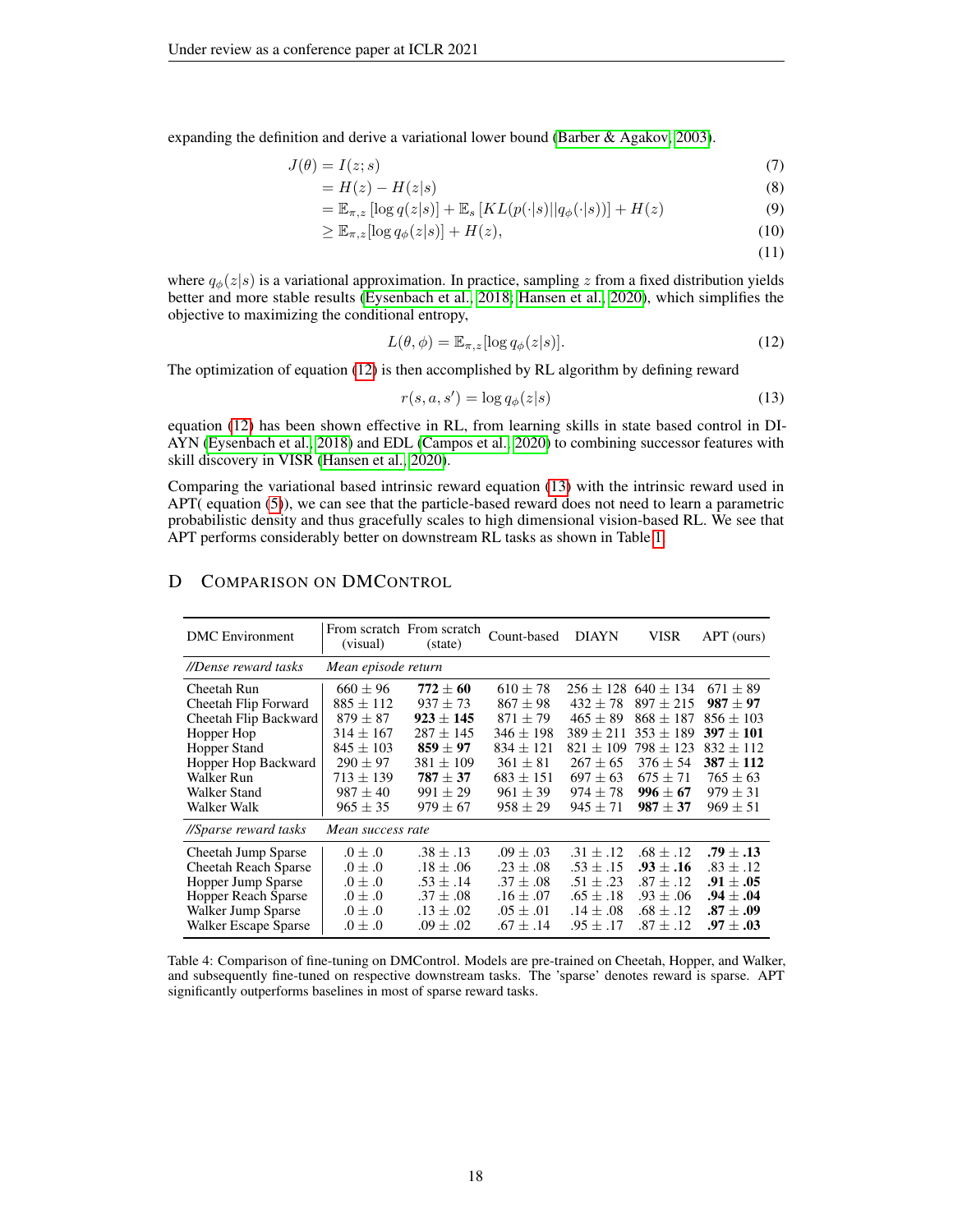expanding the definition and derive a variational lower bound (Barber & Agakov, 2003).

$$
\begin{aligned}
J(\theta) &= I(z; s) && (7)\\
&= H(z) - H(z|s) && (8)\\
&= \mathbb{E}_{\pi,z}\left[\log q(z|s)\right] + \mathbb{E}_s\left[KL(p(\cdot|s)||q_\phi(\cdot|s))\right] + H(z) && (9)\\
&\geq \mathbb{E}_{\pi,z}[\log q_\phi(z|s)] + H(z), && (10)\\
& && (11)
\end{aligned}
$$

where $q_\phi(z|s)$ is a variational approximation. In practice, sampling $z$ from a fixed distribution yields better and more stable results (Eysenbach et al., 2018; Hansen et al., 2020), which simplifies the objective to maximizing the conditional entropy,

$$L(\theta, \phi) = \mathbb{E}_{\pi,z}[\log q_\phi(z|s)]. \tag{12}$$

The optimization of equation (12) is then accomplished by RL algorithm by defining reward

$$r(s, a, s') = \log q_\phi(z|s) \tag{13}$$

equation (12) has been shown effective in RL, from learning skills in state based control in DIAYN (Eysenbach et al., 2018) and EDL (Campos et al., 2020) to combining successor features with skill discovery in VISR (Hansen et al., 2020).

Comparing the variational based intrinsic reward equation (13) with the intrinsic reward used in APT( equation (5)), we can see that the particle-based reward does not need to learn a parametric probabilistic density and thus gracefully scales to high dimensional vision-based RL. We see that APT performs considerably better on downstream RL tasks as shown in Table 1.

## D Comparison on DMControl

| DMC Environment | From scratch (visual) | From scratch (state) | Count-based | DIAYN | VISR | APT (ours) |
|---|---|---|---|---|---|---|
| *//Dense reward tasks* | *Mean episode return* | | | | | |
| Cheetah Run | $660 \pm 96$ | $\mathbf{772 \pm 60}$ | $610 \pm 78$ | $256 \pm 128$ | $640 \pm 134$ | $671 \pm 89$ |
| Cheetah Flip Forward | $885 \pm 112$ | $937 \pm 73$ | $867 \pm 98$ | $432 \pm 78$ | $897 \pm 215$ | $\mathbf{987 \pm 97}$ |
| Cheetah Flip Backward | $879 \pm 87$ | $\mathbf{923 \pm 145}$ | $871 \pm 79$ | $465 \pm 89$ | $868 \pm 187$ | $856 \pm 103$ |
| Hopper Hop | $314 \pm 167$ | $287 \pm 145$ | $346 \pm 198$ | $389 \pm 211$ | $353 \pm 189$ | $\mathbf{397 \pm 101}$ |
| Hopper Stand | $845 \pm 103$ | $\mathbf{859 \pm 97}$ | $834 \pm 121$ | $821 \pm 109$ | $798 \pm 123$ | $832 \pm 112$ |
| Hopper Hop Backward | $290 \pm 97$ | $381 \pm 109$ | $361 \pm 81$ | $267 \pm 65$ | $376 \pm 54$ | $\mathbf{387 \pm 112}$ |
| Walker Run | $713 \pm 139$ | $\mathbf{787 \pm 37}$ | $683 \pm 151$ | $697 \pm 63$ | $675 \pm 71$ | $765 \pm 63$ |
| Walker Stand | $987 \pm 40$ | $991 \pm 29$ | $961 \pm 39$ | $974 \pm 78$ | $\mathbf{996 \pm 67}$ | $979 \pm 31$ |
| Walker Walk | $965 \pm 35$ | $979 \pm 67$ | $958 \pm 29$ | $945 \pm 71$ | $\mathbf{987 \pm 37}$ | $969 \pm 51$ |
| *//Sparse reward tasks* | *Mean success rate* | | | | | |
| Cheetah Jump Sparse | $.0 \pm .0$ | $.38 \pm .13$ | $.09 \pm .03$ | $.31 \pm .12$ | $.68 \pm .12$ | $\mathbf{.79 \pm .13}$ |
| Cheetah Reach Sparse | $.0 \pm .0$ | $.18 \pm .06$ | $.23 \pm .08$ | $.53 \pm .15$ | $\mathbf{.93 \pm .16}$ | $.83 \pm .12$ |
| Hopper Jump Sparse | $.0 \pm .0$ | $.53 \pm .14$ | $.37 \pm .08$ | $.51 \pm .23$ | $.87 \pm .12$ | $\mathbf{.91 \pm .05}$ |
| Hopper Reach Sparse | $.0 \pm .0$ | $.37 \pm .08$ | $.16 \pm .07$ | $.65 \pm .18$ | $.93 \pm .06$ | $\mathbf{.94 \pm .04}$ |
| Walker Jump Sparse | $.0 \pm .0$ | $.13 \pm .02$ | $.05 \pm .01$ | $.14 \pm .08$ | $.68 \pm .12$ | $\mathbf{.87 \pm .09}$ |
| Walker Escape Sparse | $.0 \pm .0$ | $.09 \pm .02$ | $.67 \pm .14$ | $.95 \pm .17$ | $.87 \pm .12$ | $\mathbf{.97 \pm .03}$ |

Table 4: Comparison of fine-tuning on DMControl. Models are pre-trained on Cheetah, Hopper, and Walker, and subsequently fine-tuned on respective downstream tasks. The 'sparse' denotes reward is sparse. APT significantly outperforms baselines in most of sparse reward tasks.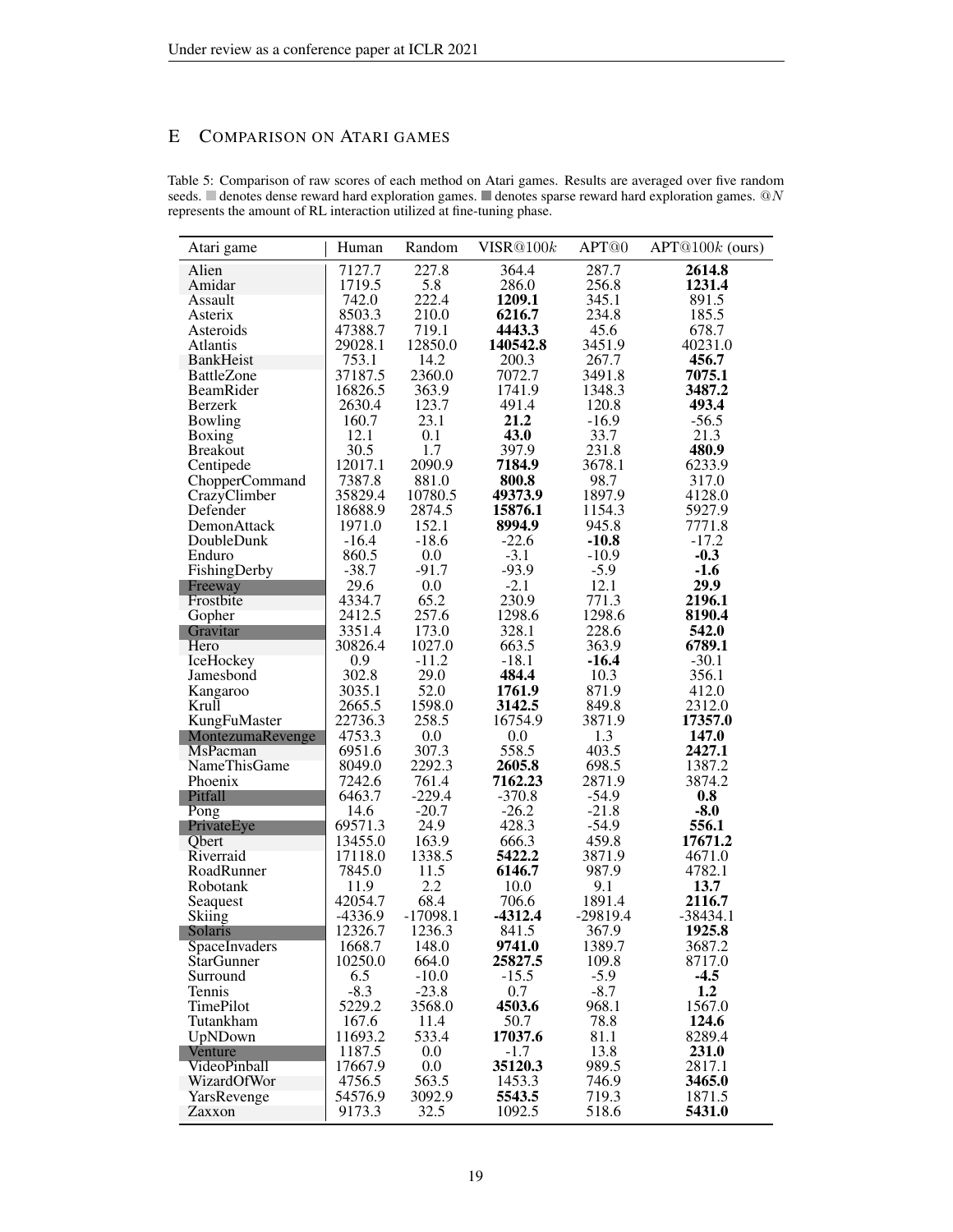## E Comparison on Atari games

Table 5: Comparison of raw scores of each method on Atari games. Results are averaged over five random seeds. ■ denotes dense reward hard exploration games. ■ denotes sparse reward hard exploration games. @$N$ represents the amount of RL interaction utilized at fine-tuning phase.

| Atari game | Human | Random | VISR@100$k$ | APT@0 | APT@100$k$ (ours) |
|---|---|---|---|---|---|
| Alien | 7127.7 | 227.8 | 364.4 | 287.7 | **2614.8** |
| Amidar | 1719.5 | 5.8 | 286.0 | 256.8 | **1231.4** |
| Assault | 742.0 | 222.4 | **1209.1** | 345.1 | 891.5 |
| Asterix | 8503.3 | 210.0 | **6216.7** | 234.8 | 185.5 |
| Asteroids | 47388.7 | 719.1 | **4443.3** | 45.6 | 678.7 |
| Atlantis | 29028.1 | 12850.0 | **140542.8** | 3451.9 | 40231.0 |
| BankHeist | 753.1 | 14.2 | 200.3 | 267.7 | **456.7** |
| BattleZone | 37187.5 | 2360.0 | 7072.7 | 3491.8 | **7075.1** |
| BeamRider | 16826.5 | 363.9 | 1741.9 | 1348.3 | **3487.2** |
| Berzerk | 2630.4 | 123.7 | 491.4 | 120.8 | **493.4** |
| Bowling | 160.7 | 23.1 | **21.2** | -16.9 | -56.5 |
| Boxing | 12.1 | 0.1 | **43.0** | 33.7 | 21.3 |
| Breakout | 30.5 | 1.7 | 397.9 | 231.8 | **480.9** |
| Centipede | 12017.1 | 2090.9 | **7184.9** | 3678.1 | 6233.9 |
| ChopperCommand | 7387.8 | 881.0 | **800.8** | 98.7 | 317.0 |
| CrazyClimber | 35829.4 | 10780.5 | **49373.9** | 1897.9 | 4128.0 |
| Defender | 18688.9 | 2874.5 | **15876.1** | 1154.3 | 5927.9 |
| DemonAttack | 1971.0 | 152.1 | **8994.9** | 945.8 | 7771.8 |
| DoubleDunk | -16.4 | -18.6 | -22.6 | **-10.8** | -17.2 |
| Enduro | 860.5 | 0.0 | -3.1 | -10.9 | **-0.3** |
| FishingDerby | -38.7 | -91.7 | -93.9 | -5.9 | **-1.6** |
| Freeway | 29.6 | 0.0 | -2.1 | 12.1 | **29.9** |
| Frostbite | 4334.7 | 65.2 | 230.9 | 771.3 | **2196.1** |
| Gopher | 2412.5 | 257.6 | 1298.6 | 1298.6 | **8190.4** |
| Gravitar | 3351.4 | 173.0 | 328.1 | 228.6 | **542.0** |
| Hero | 30826.4 | 1027.0 | 663.5 | 363.9 | **6789.1** |
| IceHockey | 0.9 | -11.2 | -18.1 | **-16.4** | -30.1 |
| Jamesbond | 302.8 | 29.0 | **484.4** | 10.3 | 356.1 |
| Kangaroo | 3035.1 | 52.0 | **1761.9** | 871.9 | 412.0 |
| Krull | 2665.5 | 1598.0 | **3142.5** | 849.8 | 2312.0 |
| KungFuMaster | 22736.3 | 258.5 | 16754.9 | 3871.9 | **17357.0** |
| MontezumaRevenge | 4753.3 | 0.0 | 0.0 | 1.3 | **147.0** |
| MsPacman | 6951.6 | 307.3 | 558.5 | 403.5 | **2427.1** |
| NameThisGame | 8049.0 | 2292.3 | **2605.8** | 698.5 | 1387.2 |
| Phoenix | 7242.6 | 761.4 | **7162.23** | 2871.9 | 3874.2 |
| Pitfall | 6463.7 | -229.4 | -370.8 | -54.9 | **0.8** |
| Pong | 14.6 | -20.7 | -26.2 | -21.8 | **-8.0** |
| PrivateEye | 69571.3 | 24.9 | 428.3 | -54.9 | **556.1** |
| Qbert | 13455.0 | 163.9 | 666.3 | 459.8 | **17671.2** |
| Riverraid | 17118.0 | 1338.5 | **5422.2** | 3871.9 | 4671.0 |
| RoadRunner | 7845.0 | 11.5 | **6146.7** | 987.9 | 4782.1 |
| Robotank | 11.9 | 2.2 | 10.0 | 9.1 | **13.7** |
| Seaquest | 42054.7 | 68.4 | 706.6 | 1891.4 | **2116.7** |
| Skiing | -4336.9 | -17098.1 | **-4312.4** | -29819.4 | -38434.1 |
| Solaris | 12326.7 | 1236.3 | 841.5 | 367.9 | **1925.8** |
| SpaceInvaders | 1668.7 | 148.0 | **9741.0** | 1389.7 | 3687.2 |
| StarGunner | 10250.0 | 664.0 | **25827.5** | 109.8 | 8717.0 |
| Surround | 6.5 | -10.0 | -15.5 | -5.9 | **-4.5** |
| Tennis | -8.3 | -23.8 | 0.7 | -8.7 | **1.2** |
| TimePilot | 5229.2 | 3568.0 | **4503.6** | 968.1 | 1567.0 |
| Tutankham | 167.6 | 11.4 | 50.7 | 78.8 | **124.6** |
| UpNDown | 11693.2 | 533.4 | **17037.6** | 81.1 | 8289.4 |
| Venture | 1187.5 | 0.0 | -1.7 | 13.8 | **231.0** |
| VideoPinball | 17667.9 | 0.0 | **35120.3** | 989.5 | 2817.1 |
| WizardOfWor | 4756.5 | 563.5 | 1453.3 | 746.9 | **3465.0** |
| YarsRevenge | 54576.9 | 3092.9 | **5543.5** | 719.3 | 1871.5 |
| Zaxxon | 9173.3 | 32.5 | 1092.5 | 518.6 | **5431.0** |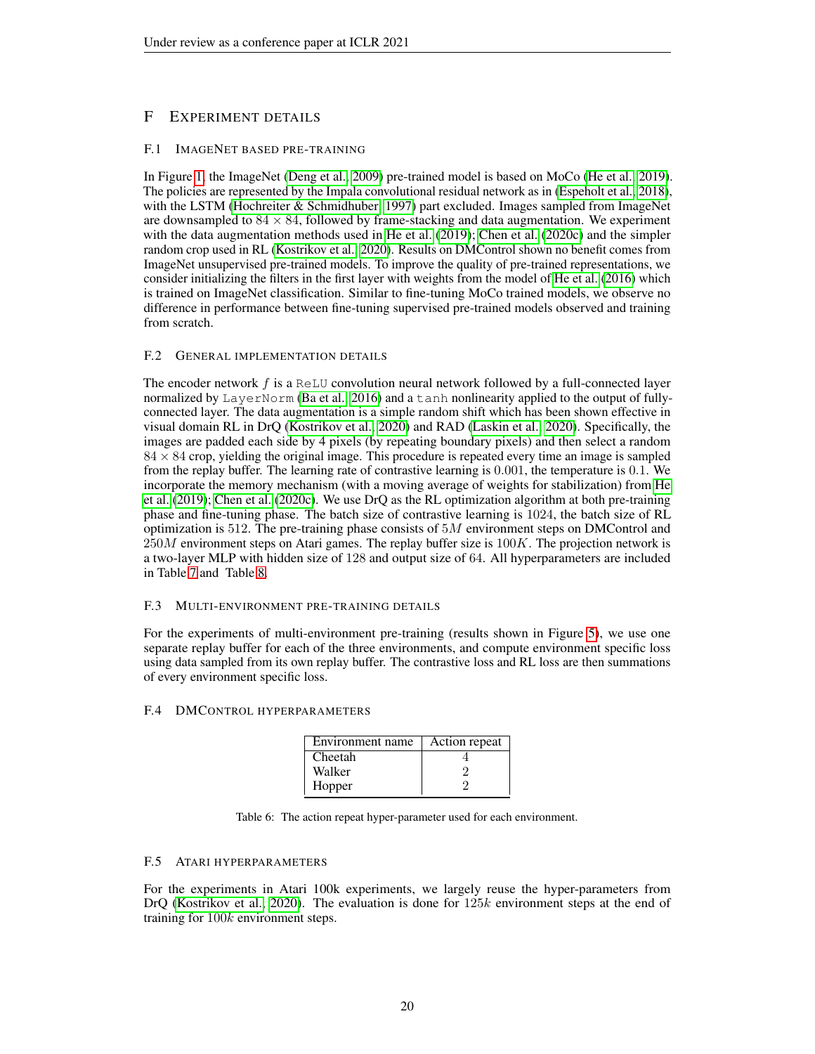## F Experiment details

### F.1 ImageNet based pre-training

In Figure 1, the ImageNet (Deng et al., 2009) pre-trained model is based on MoCo (He et al., 2019). The policies are represented by the Impala convolutional residual network as in (Espeholt et al., 2018), with the LSTM (Hochreiter & Schmidhuber, 1997) part excluded. Images sampled from ImageNet are downsampled to $84 \times 84$, followed by frame-stacking and data augmentation. We experiment with the data augmentation methods used in He et al. (2019); Chen et al. (2020c) and the simpler random crop used in RL (Kostrikov et al., 2020). Results on DMControl shown no benefit comes from ImageNet unsupervised pre-trained models. To improve the quality of pre-trained representations, we consider initializing the filters in the first layer with weights from the model of He et al. (2016) which is trained on ImageNet classification. Similar to fine-tuning MoCo trained models, we observe no difference in performance between fine-tuning supervised pre-trained models observed and training from scratch.

### F.2 General implementation details

The encoder network $f$ is a `ReLU` convolution neural network followed by a full-connected layer normalized by `LayerNorm` (Ba et al., 2016) and a `tanh` nonlinearity applied to the output of fully-connected layer. The data augmentation is a simple random shift which has been shown effective in visual domain RL in DrQ (Kostrikov et al., 2020) and RAD (Laskin et al., 2020). Specifically, the images are padded each side by 4 pixels (by repeating boundary pixels) and then select a random $84 \times 84$ crop, yielding the original image. This procedure is repeated every time an image is sampled from the replay buffer. The learning rate of contrastive learning is $0.001$, the temperature is $0.1$. We incorporate the memory mechanism (with a moving average of weights for stabilization) from He et al. (2019); Chen et al. (2020c). We use DrQ as the RL optimization algorithm at both pre-training phase and fine-tuning phase. The batch size of contrastive learning is $1024$, the batch size of RL optimization is $512$. The pre-training phase consists of $5M$ environment steps on DMControl and $250M$ environment steps on Atari games. The replay buffer size is $100K$. The projection network is a two-layer MLP with hidden size of $128$ and output size of $64$. All hyperparameters are included in Table 7 and Table 8.

### F.3 Multi-environment pre-training details

For the experiments of multi-environment pre-training (results shown in Figure 5), we use one separate replay buffer for each of the three environments, and compute environment specific loss using data sampled from its own replay buffer. The contrastive loss and RL loss are then summations of every environment specific loss.

### F.4 DMControl hyperparameters

| Environment name | Action repeat |
|---|---|
| Cheetah | 4 |
| Walker | 2 |
| Hopper | 2 |

Table 6: The action repeat hyper-parameter used for each environment.

### F.5 Atari hyperparameters

For the experiments in Atari 100k experiments, we largely reuse the hyper-parameters from DrQ (Kostrikov et al., 2020). The evaluation is done for $125k$ environment steps at the end of training for $100k$ environment steps.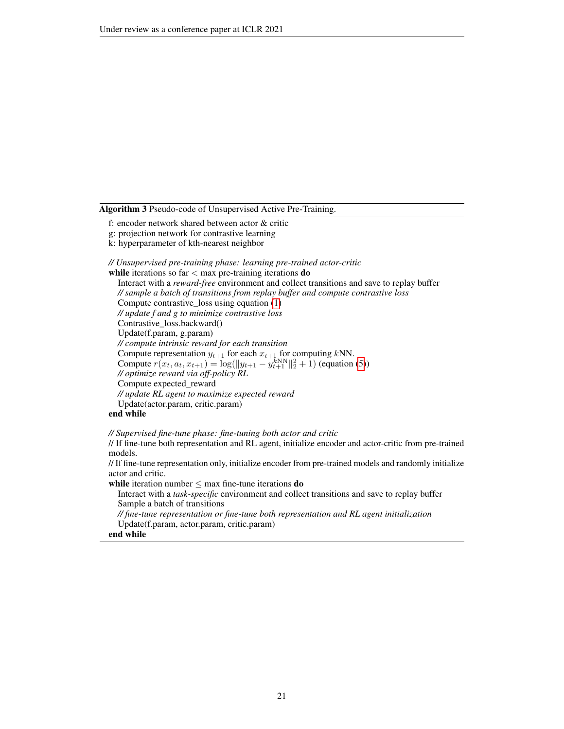**Algorithm 3** Pseudo-code of Unsupervised Active Pre-Training.

```
f: encoder network shared between actor & critic
g: projection network for contrastive learning
k: hyperparameter of kth-nearest neighbor

// Unsupervised pre-training phase: learning pre-trained actor-critic
while iterations so far < max pre-training iterations do
    Interact with a reward-free environment and collect transitions and save to replay buffer
    // sample a batch of transitions from replay buffer and compute contrastive loss
    Compute contrastive_loss using equation (1)
    // update f and g to minimize contrastive loss
    Contrastive_loss.backward()
    Update(f.param, g.param)
    // compute intrinsic reward for each transition
    Compute representation y_{t+1} for each x_{t+1} for computing kNN.
    Compute r(x_t, a_t, x_{t+1}) = log(||y_{t+1} - y_{t+1}^{kNN}||_2^2 + 1) (equation (5))
    // optimize reward via off-policy RL
    Compute expected_reward
    // update RL agent to maximize expected reward
    Update(actor.param, critic.param)
end while

// Supervised fine-tune phase: fine-tuning both actor and critic
// If fine-tune both representation and RL agent, initialize encoder and actor-critic from pre-trained models.
// If fine-tune representation only, initialize encoder from pre-trained models and randomly initialize actor and critic.
while iteration number ≤ max fine-tune iterations do
    Interact with a task-specific environment and collect transitions and save to replay buffer
    Sample a batch of transitions
    // fine-tune representation or fine-tune both representation and RL agent initialization
    Update(f.param, actor.param, critic.param)
end while
```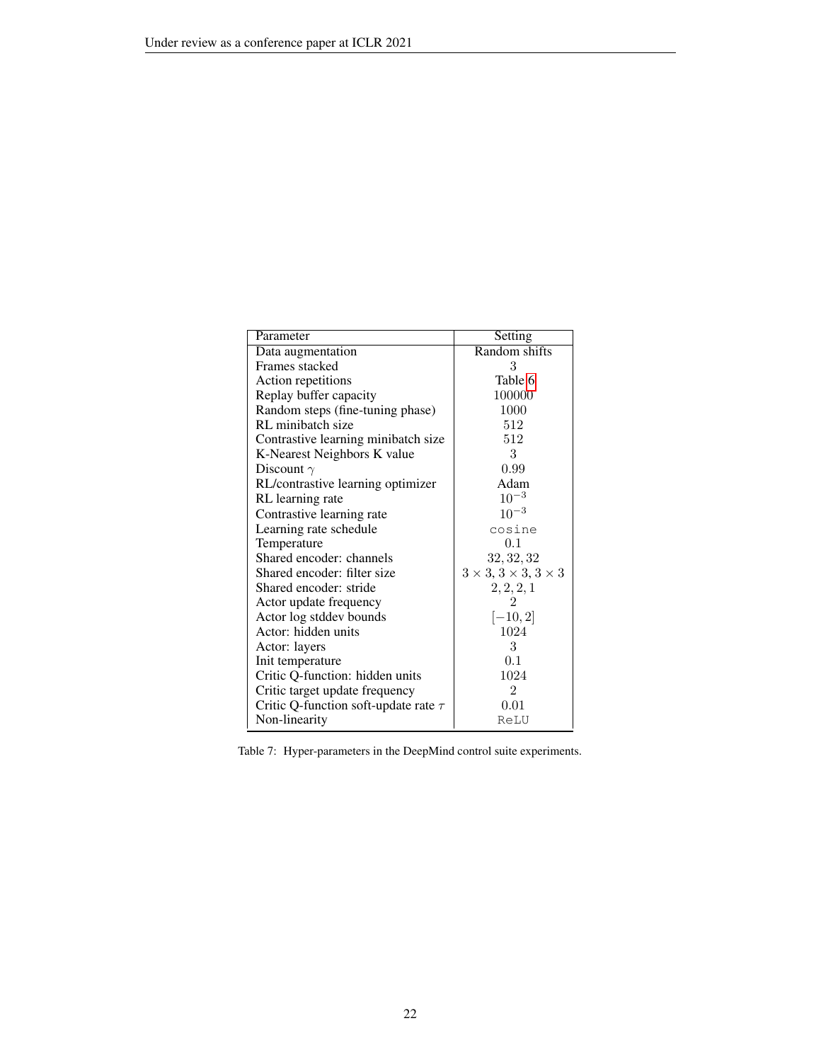| Parameter | Setting |
| --- | --- |
| Data augmentation | Random shifts |
| Frames stacked | $3$ |
| Action repetitions | Table 6 |
| Replay buffer capacity | $100000$ |
| Random steps (fine-tuning phase) | $1000$ |
| RL minibatch size | $512$ |
| Contrastive learning minibatch size | $512$ |
| K-Nearest Neighbors K value | $3$ |
| Discount $\gamma$ | $0.99$ |
| RL/contrastive learning optimizer | Adam |
| RL learning rate | $10^{-3}$ |
| Contrastive learning rate | $10^{-3}$ |
| Learning rate schedule | `cosine` |
| Temperature | $0.1$ |
| Shared encoder: channels | $32, 32, 32$ |
| Shared encoder: filter size | $3 \times 3, 3 \times 3, 3 \times 3$ |
| Shared encoder: stride | $2, 2, 2, 1$ |
| Actor update frequency | $2$ |
| Actor log stddev bounds | $[-10, 2]$ |
| Actor: hidden units | $1024$ |
| Actor: layers | $3$ |
| Init temperature | $0.1$ |
| Critic Q-function: hidden units | $1024$ |
| Critic target update frequency | $2$ |
| Critic Q-function soft-update rate $\tau$ | $0.01$ |
| Non-linearity | `ReLU` |

Table 7: Hyper-parameters in the DeepMind control suite experiments.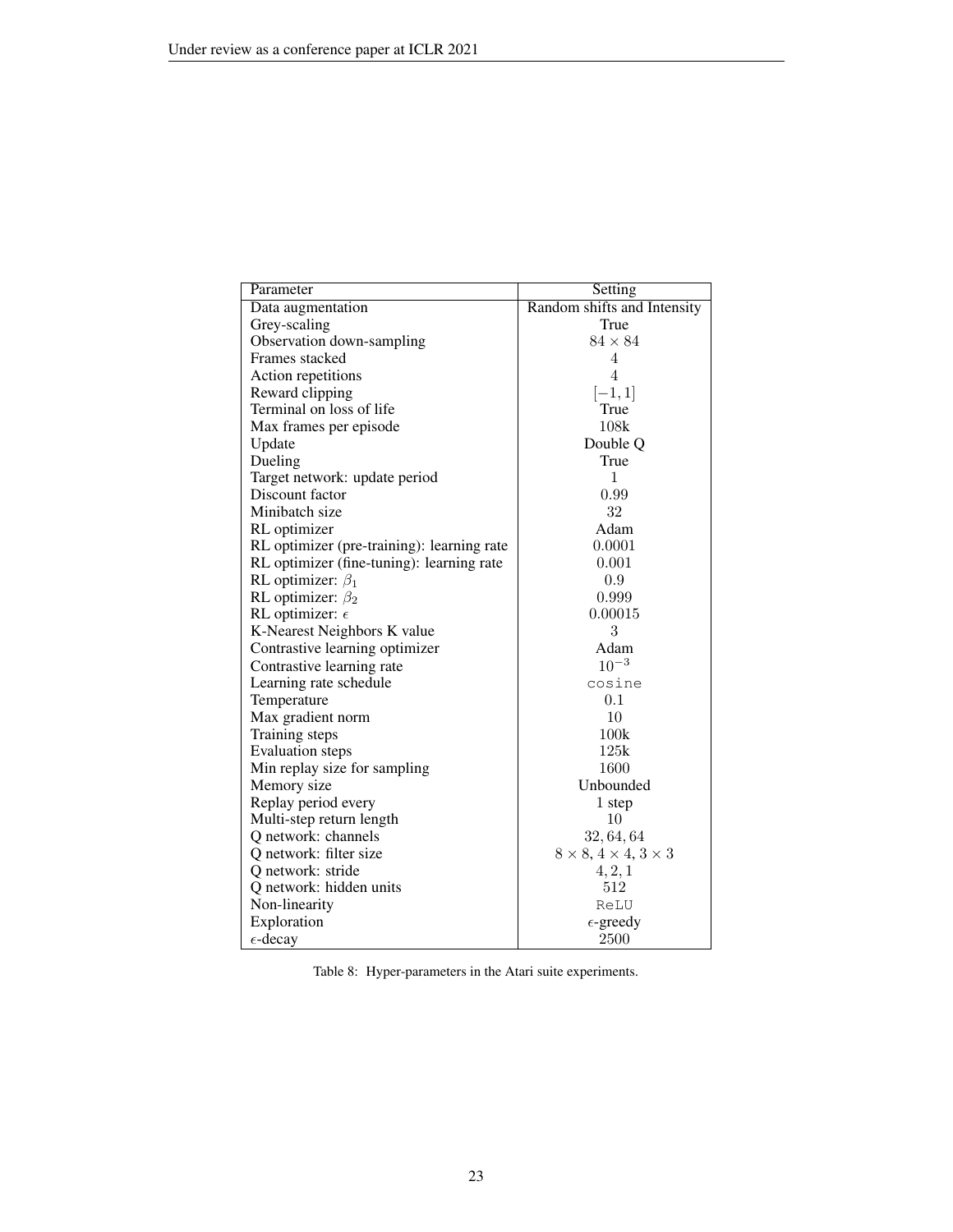| Parameter | Setting |
| --- | --- |
| Data augmentation | Random shifts and Intensity |
| Grey-scaling | True |
| Observation down-sampling | $84 \times 84$ |
| Frames stacked | $4$ |
| Action repetitions | $4$ |
| Reward clipping | $[-1, 1]$ |
| Terminal on loss of life | True |
| Max frames per episode | 108k |
| Update | Double Q |
| Dueling | True |
| Target network: update period | $1$ |
| Discount factor | $0.99$ |
| Minibatch size | $32$ |
| RL optimizer | Adam |
| RL optimizer (pre-training): learning rate | $0.0001$ |
| RL optimizer (fine-tuning): learning rate | $0.001$ |
| RL optimizer: $\beta_1$ | $0.9$ |
| RL optimizer: $\beta_2$ | $0.999$ |
| RL optimizer: $\epsilon$ | $0.00015$ |
| K-Nearest Neighbors K value | $3$ |
| Contrastive learning optimizer | Adam |
| Contrastive learning rate | $10^{-3}$ |
| Learning rate schedule | cosine |
| Temperature | $0.1$ |
| Max gradient norm | $10$ |
| Training steps | 100k |
| Evaluation steps | 125k |
| Min replay size for sampling | 1600 |
| Memory size | Unbounded |
| Replay period every | $1$ step |
| Multi-step return length | $10$ |
| Q network: channels | $32, 64, 64$ |
| Q network: filter size | $8 \times 8$, $4 \times 4$, $3 \times 3$ |
| Q network: stride | $4, 2, 1$ |
| Q network: hidden units | $512$ |
| Non-linearity | ReLU |
| Exploration | $\epsilon$-greedy |
| $\epsilon$-decay | 2500 |

Table 8: Hyper-parameters in the Atari suite experiments.